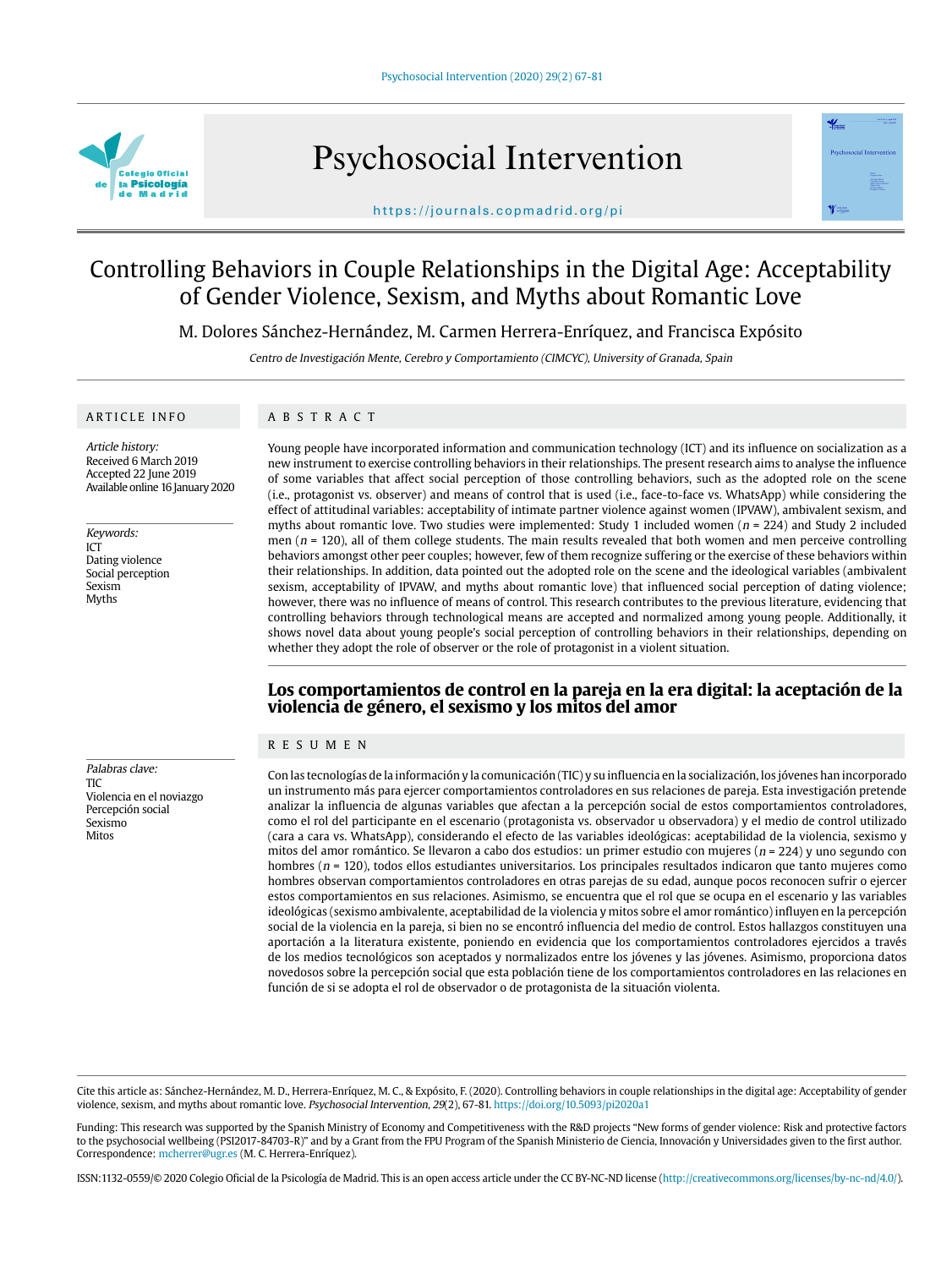# Controlling Behaviors in Couple Relationships in the Digital Age: Acceptability of Gender Violence, Sexism, and Myths about Romantic Love

M. Dolores Sánchez-Hernández, M. Carmen Herrera-Enríquez, and Francisca Expósito

*Centro de Investigación Mente, Cerebro y Comportamiento (CIMCYC), University of Granada, Spain*

## ARTICLE INFO

*Article history:*
Received 6 March 2019
Accepted 22 June 2019
Available online 16 January 2020

*Keywords:*
ICT
Dating violence
Social perception
Sexism
Myths

## ABSTRACT

Young people have incorporated information and communication technology (ICT) and its influence on socialization as a new instrument to exercise controlling behaviors in their relationships. The present research aims to analyse the influence of some variables that affect social perception of those controlling behaviors, such as the adopted role on the scene (i.e., protagonist vs. observer) and means of control that is used (i.e., face-to-face vs. WhatsApp) while considering the effect of attitudinal variables: acceptability of intimate partner violence against women (IPVAW), ambivalent sexism, and myths about romantic love. Two studies were implemented: Study 1 included women ($n$ = 224) and Study 2 included men ($n$ = 120), all of them college students. The main results revealed that both women and men perceive controlling behaviors amongst other peer couples; however, few of them recognize suffering or the exercise of these behaviors within their relationships. In addition, data pointed out the adopted role on the scene and the ideological variables (ambivalent sexism, acceptability of IPVAW, and myths about romantic love) that influenced social perception of dating violence; however, there was no influence of means of control. This research contributes to the previous literature, evidencing that controlling behaviors through technological means are accepted and normalized among young people. Additionally, it shows novel data about young people's social perception of controlling behaviors in their relationships, depending on whether they adopt the role of observer or the role of protagonist in a violent situation.

## Los comportamientos de control en la pareja en la era digital: la aceptación de la violencia de género, el sexismo y los mitos del amor

*Palabras clave:*
TIC
Violencia en el noviazgo
Percepción social
Sexismo
Mitos

## RESUMEN

Con las tecnologías de la información y la comunicación (TIC) y su influencia en la socialización, los jóvenes han incorporado un instrumento más para ejercer comportamientos controladores en sus relaciones de pareja. Esta investigación pretende analizar la influencia de algunas variables que afectan a la percepción social de estos comportamientos controladores, como el rol del participante en el escenario (protagonista vs. observador u observadora) y el medio de control utilizado (cara a cara vs. WhatsApp), considerando el efecto de las variables ideológicas: aceptabilidad de la violencia, sexismo y mitos del amor romántico. Se llevaron a cabo dos estudios: un primer estudio con mujeres ($n$ = 224) y uno segundo con hombres ($n$ = 120), todos ellos estudiantes universitarios. Los principales resultados indicaron que tanto mujeres como hombres observan comportamientos controladores en otras parejas de su edad, aunque pocos reconocen sufrir o ejercer estos comportamientos en sus relaciones. Asimismo, se encuentra que el rol que se ocupa en el escenario y las variables ideológicas (sexismo ambivalente, aceptabilidad de la violencia y mitos sobre el amor romántico) influyen en la percepción social de la violencia en la pareja, si bien no se encontró influencia del medio de control. Estos hallazgos constituyen una aportación a la literatura existente, poniendo en evidencia que los comportamientos controladores ejercidos a través de los medios tecnológicos son aceptados y normalizados entre los jóvenes y las jóvenes. Asimismo, proporciona datos novedosos sobre la percepción social que esta población tiene de los comportamientos controladores en las relaciones en función de si se adopta el rol de observador o de protagonista de la situación violenta.

Cite this article as: Sánchez-Hernández, M. D., Herrera-Enríquez, M. C., & Expósito, F. (2020). Controlling behaviors in couple relationships in the digital age: Acceptability of gender violence, sexism, and myths about romantic love. *Psychosocial Intervention, 29*(2), 67-81. https://doi.org/10.5093/pi2020a1

Funding: This research was supported by the Spanish Ministry of Economy and Competitiveness with the R&D projects "New forms of gender violence: Risk and protective factors to the psychosocial wellbeing (PSI2017-84703-R)" and by a Grant from the FPU Program of the Spanish Ministerio de Ciencia, Innovación y Universidades given to the first author. Correspondence: mcherrer@ugr.es (M. C. Herrera-Enríquez).

ISSN:1132-0559/© 2020 Colegio Oficial de la Psicología de Madrid. This is an open access article under the CC BY-NC-ND license (http://creativecommons.org/licenses/by-nc-nd/4.0/).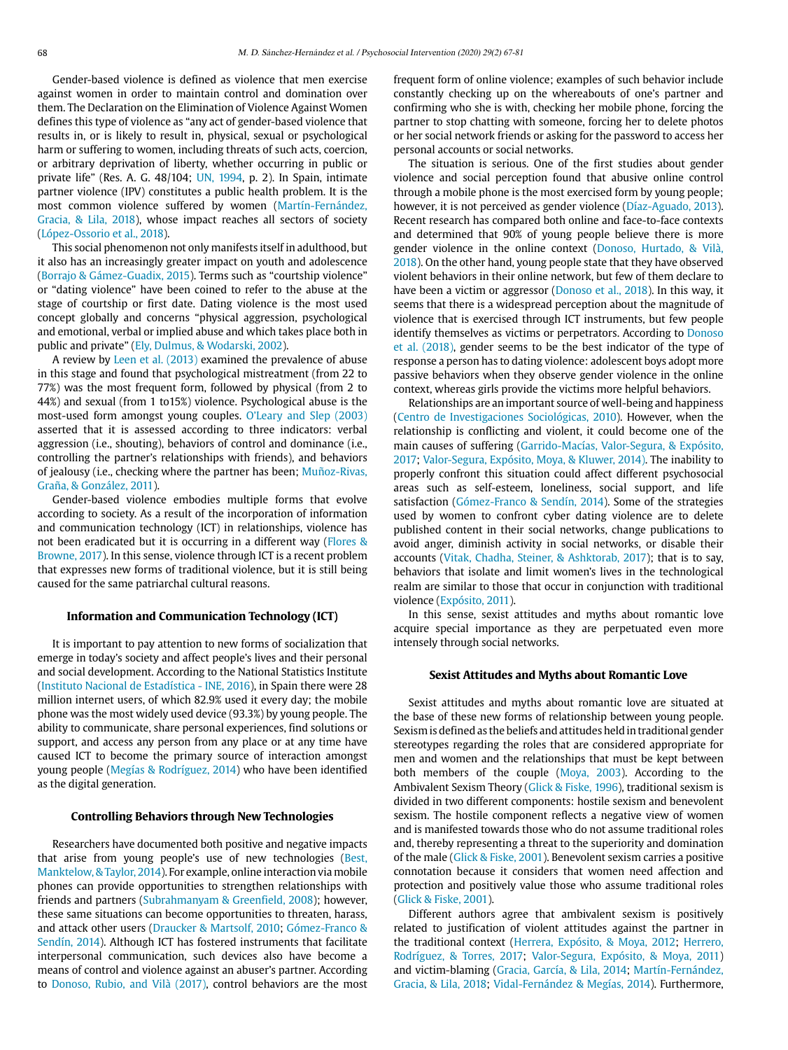Gender-based violence is defined as violence that men exercise against women in order to maintain control and domination over them. The Declaration on the Elimination of Violence Against Women defines this type of violence as "any act of gender-based violence that results in, or is likely to result in, physical, sexual or psychological harm or suffering to women, including threats of such acts, coercion, or arbitrary deprivation of liberty, whether occurring in public or private life" (Res. A. G. 48/104; UN, 1994, p. 2). In Spain, intimate partner violence (IPV) constitutes a public health problem. It is the most common violence suffered by women (Martín-Fernández, Gracia, & Lila, 2018), whose impact reaches all sectors of society (López-Ossorio et al., 2018).

This social phenomenon not only manifests itself in adulthood, but it also has an increasingly greater impact on youth and adolescence (Borrajo & Gámez-Guadix, 2015). Terms such as "courtship violence" or "dating violence" have been coined to refer to the abuse at the stage of courtship or first date. Dating violence is the most used concept globally and concerns "physical aggression, psychological and emotional, verbal or implied abuse and which takes place both in public and private" (Ely, Dulmus, & Wodarski, 2002).

A review by Leen et al. (2013) examined the prevalence of abuse in this stage and found that psychological mistreatment (from 22 to 77%) was the most frequent form, followed by physical (from 2 to 44%) and sexual (from 1 to15%) violence. Psychological abuse is the most-used form amongst young couples. O'Leary and Slep (2003) asserted that it is assessed according to three indicators: verbal aggression (i.e., shouting), behaviors of control and dominance (i.e., controlling the partner's relationships with friends), and behaviors of jealousy (i.e., checking where the partner has been; Muñoz-Rivas, Graña, & González, 2011).

Gender-based violence embodies multiple forms that evolve according to society. As a result of the incorporation of information and communication technology (ICT) in relationships, violence has not been eradicated but it is occurring in a different way (Flores & Browne, 2017). In this sense, violence through ICT is a recent problem that expresses new forms of traditional violence, but it is still being caused for the same patriarchal cultural reasons.

## Information and Communication Technology (ICT)

It is important to pay attention to new forms of socialization that emerge in today's society and affect people's lives and their personal and social development. According to the National Statistics Institute (Instituto Nacional de Estadística - INE, 2016), in Spain there were 28 million internet users, of which 82.9% used it every day; the mobile phone was the most widely used device (93.3%) by young people. The ability to communicate, share personal experiences, find solutions or support, and access any person from any place or at any time have caused ICT to become the primary source of interaction amongst young people (Megías & Rodríguez, 2014) who have been identified as the digital generation.

## Controlling Behaviors through New Technologies

Researchers have documented both positive and negative impacts that arise from young people's use of new technologies (Best, Manktelow, & Taylor, 2014). For example, online interaction via mobile phones can provide opportunities to strengthen relationships with friends and partners (Subrahmanyam & Greenfield, 2008); however, these same situations can become opportunities to threaten, harass, and attack other users (Draucker & Martsolf, 2010; Gómez-Franco & Sendín, 2014). Although ICT has fostered instruments that facilitate interpersonal communication, such devices also have become a means of control and violence against an abuser's partner. According to Donoso, Rubio, and Vilà (2017), control behaviors are the most frequent form of online violence; examples of such behavior include constantly checking up on the whereabouts of one's partner and confirming who she is with, checking her mobile phone, forcing the partner to stop chatting with someone, forcing her to delete photos or her social network friends or asking for the password to access her personal accounts or social networks.

The situation is serious. One of the first studies about gender violence and social perception found that abusive online control through a mobile phone is the most exercised form by young people; however, it is not perceived as gender violence (Díaz-Aguado, 2013). Recent research has compared both online and face-to-face contexts and determined that 90% of young people believe there is more gender violence in the online context (Donoso, Hurtado, & Vilà, 2018). On the other hand, young people state that they have observed violent behaviors in their online network, but few of them declare to have been a victim or aggressor (Donoso et al., 2018). In this way, it seems that there is a widespread perception about the magnitude of violence that is exercised through ICT instruments, but few people identify themselves as victims or perpetrators. According to Donoso et al. (2018), gender seems to be the best indicator of the type of response a person has to dating violence: adolescent boys adopt more passive behaviors when they observe gender violence in the online context, whereas girls provide the victims more helpful behaviors.

Relationships are an important source of well-being and happiness (Centro de Investigaciones Sociológicas, 2010). However, when the relationship is conflicting and violent, it could become one of the main causes of suffering (Garrido-Macías, Valor-Segura, & Expósito, 2017; Valor-Segura, Expósito, Moya, & Kluwer, 2014). The inability to properly confront this situation could affect different psychosocial areas such as self-esteem, loneliness, social support, and life satisfaction (Gómez-Franco & Sendín, 2014). Some of the strategies used by women to confront cyber dating violence are to delete published content in their social networks, change publications to avoid anger, diminish activity in social networks, or disable their accounts (Vitak, Chadha, Steiner, & Ashktorab, 2017); that is to say, behaviors that isolate and limit women's lives in the technological realm are similar to those that occur in conjunction with traditional violence (Expósito, 2011).

In this sense, sexist attitudes and myths about romantic love acquire special importance as they are perpetuated even more intensely through social networks.

## Sexist Attitudes and Myths about Romantic Love

Sexist attitudes and myths about romantic love are situated at the base of these new forms of relationship between young people. Sexism is defined as the beliefs and attitudes held in traditional gender stereotypes regarding the roles that are considered appropriate for men and women and the relationships that must be kept between both members of the couple (Moya, 2003). According to the Ambivalent Sexism Theory (Glick & Fiske, 1996), traditional sexism is divided in two different components: hostile sexism and benevolent sexism. The hostile component reflects a negative view of women and is manifested towards those who do not assume traditional roles and, thereby representing a threat to the superiority and domination of the male (Glick & Fiske, 2001). Benevolent sexism carries a positive connotation because it considers that women need affection and protection and positively value those who assume traditional roles (Glick & Fiske, 2001).

Different authors agree that ambivalent sexism is positively related to justification of violent attitudes against the partner in the traditional context (Herrera, Expósito, & Moya, 2012; Herrero, Rodríguez, & Torres, 2017; Valor-Segura, Expósito, & Moya, 2011) and victim-blaming (Gracia, García, & Lila, 2014; Martín-Fernández, Gracia, & Lila, 2018; Vidal-Fernández & Megías, 2014). Furthermore,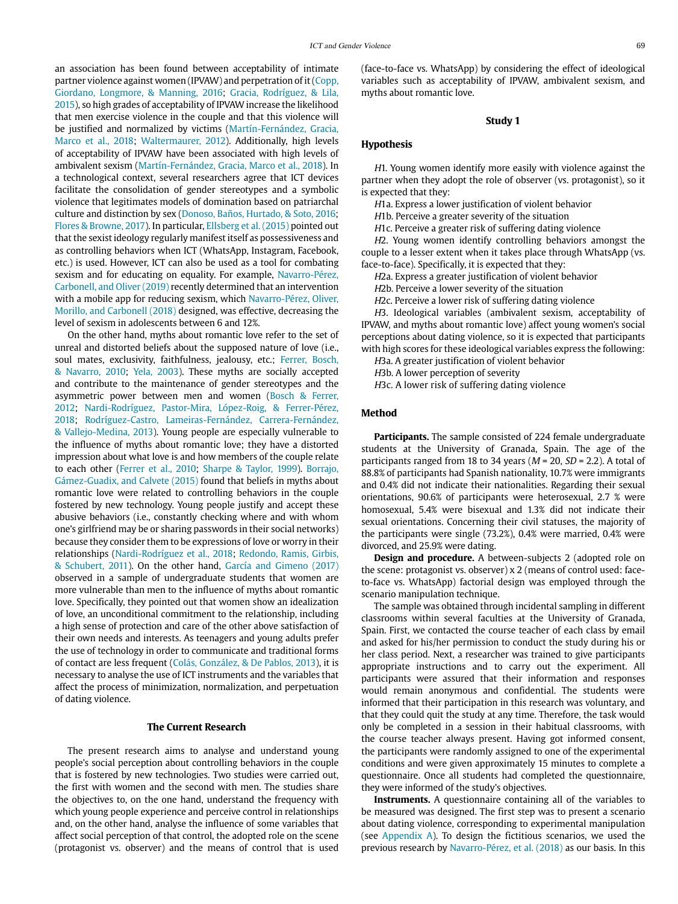an association has been found between acceptability of intimate partner violence against women (IPVAW) and perpetration of it (Copp, Giordano, Longmore, & Manning, 2016; Gracia, Rodríguez, & Lila, 2015), so high grades of acceptability of IPVAW increase the likelihood that men exercise violence in the couple and that this violence will be justified and normalized by victims (Martín-Fernández, Gracia, Marco et al., 2018; Waltermaurer, 2012). Additionally, high levels of acceptability of IPVAW have been associated with high levels of ambivalent sexism (Martín-Fernández, Gracia, Marco et al., 2018). In a technological context, several researchers agree that ICT devices facilitate the consolidation of gender stereotypes and a symbolic violence that legitimates models of domination based on patriarchal culture and distinction by sex (Donoso, Baños, Hurtado, & Soto, 2016; Flores & Browne, 2017). In particular, Ellsberg et al. (2015) pointed out that the sexist ideology regularly manifest itself as possessiveness and as controlling behaviors when ICT (WhatsApp, Instagram, Facebook, etc.) is used. However, ICT can also be used as a tool for combating sexism and for educating on equality. For example, Navarro-Pérez, Carbonell, and Oliver (2019) recently determined that an intervention with a mobile app for reducing sexism, which Navarro-Pérez, Oliver, Morillo, and Carbonell (2018) designed, was effective, decreasing the level of sexism in adolescents between 6 and 12%.

On the other hand, myths about romantic love refer to the set of unreal and distorted beliefs about the supposed nature of love (i.e., soul mates, exclusivity, faithfulness, jealousy, etc.; Ferrer, Bosch, & Navarro, 2010; Yela, 2003). These myths are socially accepted and contribute to the maintenance of gender stereotypes and the asymmetric power between men and women (Bosch & Ferrer, 2012; Nardi-Rodríguez, Pastor-Mira, López-Roig, & Ferrer-Pérez, 2018; Rodríguez-Castro, Lameiras-Fernández, Carrera-Fernández, & Vallejo-Medina, 2013). Young people are especially vulnerable to the influence of myths about romantic love; they have a distorted impression about what love is and how members of the couple relate to each other (Ferrer et al., 2010; Sharpe & Taylor, 1999). Borrajo, Gámez-Guadix, and Calvete (2015) found that beliefs in myths about romantic love were related to controlling behaviors in the couple fostered by new technology. Young people justify and accept these abusive behaviors (i.e., constantly checking where and with whom one's girlfriend may be or sharing passwords in their social networks) because they consider them to be expressions of love or worry in their relationships (Nardi-Rodríguez et al., 2018; Redondo, Ramis, Girbis, & Schubert, 2011). On the other hand, García and Gimeno (2017) observed in a sample of undergraduate students that women are more vulnerable than men to the influence of myths about romantic love. Specifically, they pointed out that women show an idealization of love, an unconditional commitment to the relationship, including a high sense of protection and care of the other above satisfaction of their own needs and interests. As teenagers and young adults prefer the use of technology in order to communicate and traditional forms of contact are less frequent (Colás, González, & De Pablos, 2013), it is necessary to analyse the use of ICT instruments and the variables that affect the process of minimization, normalization, and perpetuation of dating violence.

## The Current Research

The present research aims to analyse and understand young people's social perception about controlling behaviors in the couple that is fostered by new technologies. Two studies were carried out, the first with women and the second with men. The studies share the objectives to, on the one hand, understand the frequency with which young people experience and perceive control in relationships and, on the other hand, analyse the influence of some variables that affect social perception of that control, the adopted role on the scene (protagonist vs. observer) and the means of control that is used (face-to-face vs. WhatsApp) by considering the effect of ideological variables such as acceptability of IPVAW, ambivalent sexism, and myths about romantic love.

## Study 1

### Hypothesis

*H*1. Young women identify more easily with violence against the partner when they adopt the role of observer (vs. protagonist), so it is expected that they:

*H*1a. Express a lower justification of violent behavior

*H*1b. Perceive a greater severity of the situation

*H*1c. Perceive a greater risk of suffering dating violence

*H*2. Young women identify controlling behaviors amongst the couple to a lesser extent when it takes place through WhatsApp (vs. face-to-face). Specifically, it is expected that they:

*H*2a. Express a greater justification of violent behavior

*H*2b. Perceive a lower severity of the situation

*H*2c. Perceive a lower risk of suffering dating violence

*H*3. Ideological variables (ambivalent sexism, acceptability of IPVAW, and myths about romantic love) affect young women's social perceptions about dating violence, so it is expected that participants with high scores for these ideological variables express the following:

*H*3a. A greater justification of violent behavior

*H*3b. A lower perception of severity

*H*3c. A lower risk of suffering dating violence

### Method

**Participants.** The sample consisted of 224 female undergraduate students at the University of Granada, Spain. The age of the participants ranged from 18 to 34 years ($M = 20$, $SD = 2.2$). A total of 88.8% of participants had Spanish nationality, 10.7% were immigrants and 0.4% did not indicate their nationalities. Regarding their sexual orientations, 90.6% of participants were heterosexual, 2.7 % were homosexual, 5.4% were bisexual and 1.3% did not indicate their sexual orientations. Concerning their civil statuses, the majority of the participants were single (73.2%), 0.4% were married, 0.4% were divorced, and 25.9% were dating.

**Design and procedure.** A between-subjects 2 (adopted role on the scene: protagonist vs. observer) x 2 (means of control used: face-to-face vs. WhatsApp) factorial design was employed through the scenario manipulation technique.

The sample was obtained through incidental sampling in different classrooms within several faculties at the University of Granada, Spain. First, we contacted the course teacher of each class by email and asked for his/her permission to conduct the study during his or her class period. Next, a researcher was trained to give participants appropriate instructions and to carry out the experiment. All participants were assured that their information and responses would remain anonymous and confidential. The students were informed that their participation in this research was voluntary, and that they could quit the study at any time. Therefore, the task would only be completed in a session in their habitual classrooms, with the course teacher always present. Having got informed consent, the participants were randomly assigned to one of the experimental conditions and were given approximately 15 minutes to complete a questionnaire. Once all students had completed the questionnaire, they were informed of the study's objectives.

**Instruments.** A questionnaire containing all of the variables to be measured was designed. The first step was to present a scenario about dating violence, corresponding to experimental manipulation (see Appendix A). To design the fictitious scenarios, we used the previous research by Navarro-Pérez, et al. (2018) as our basis. In this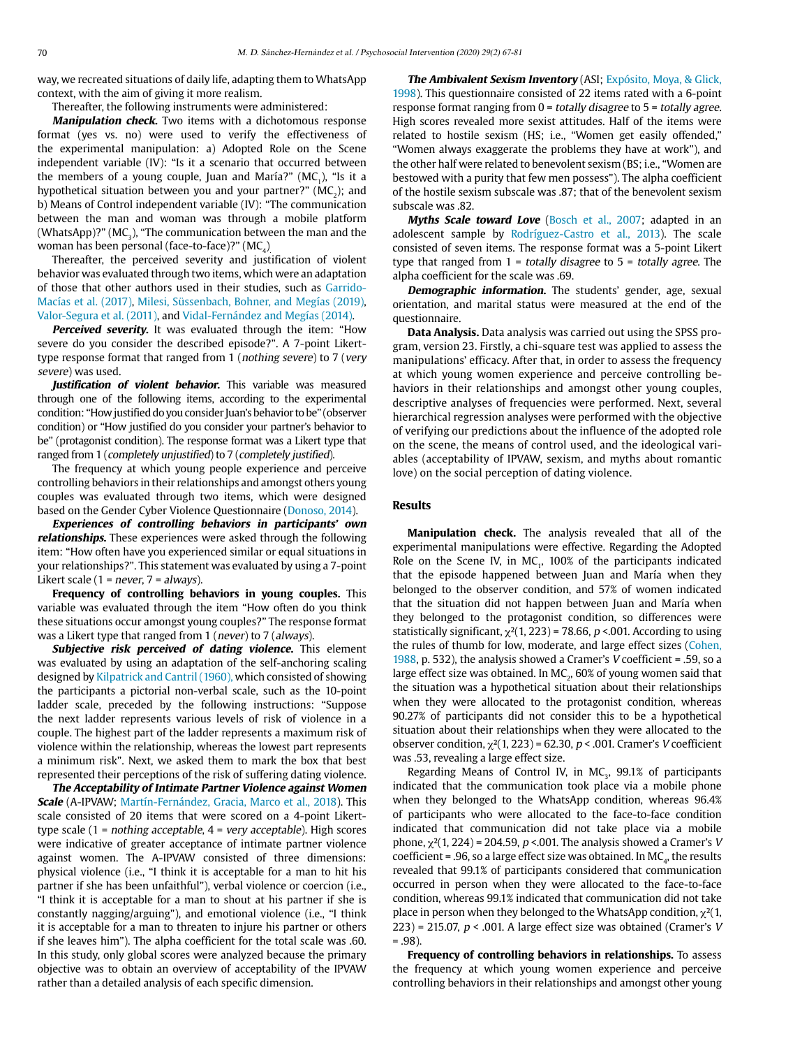way, we recreated situations of daily life, adapting them to WhatsApp context, with the aim of giving it more realism.

Thereafter, the following instruments were administered:

***Manipulation check.*** Two items with a dichotomous response format (yes vs. no) were used to verify the effectiveness of the experimental manipulation: a) Adopted Role on the Scene independent variable (IV): "Is it a scenario that occurred between the members of a young couple, Juan and María?" ($MC_1$), "Is it a hypothetical situation between you and your partner?" ($MC_2$); and b) Means of Control independent variable (IV): "The communication between the man and woman was through a mobile platform (WhatsApp)?" ($MC_3$), "The communication between the man and the woman has been personal (face-to-face)?" ($MC_4$)

Thereafter, the perceived severity and justification of violent behavior was evaluated through two items, which were an adaptation of those that other authors used in their studies, such as Garrido-Macías et al. (2017), Milesi, Süssenbach, Bohner, and Megías (2019), Valor-Segura et al. (2011), and Vidal-Fernández and Megías (2014).

***Perceived severity.*** It was evaluated through the item: "How severe do you consider the described episode?". A 7-point Likert-type response format that ranged from 1 (*nothing severe*) to 7 (*very severe*) was used.

***Justification of violent behavior.*** This variable was measured through one of the following items, according to the experimental condition: "How justified do you consider Juan's behavior to be" (observer condition) or "How justified do you consider your partner's behavior to be" (protagonist condition). The response format was a Likert type that ranged from 1 (*completely unjustified*) to 7 (*completely justified*).

The frequency at which young people experience and perceive controlling behaviors in their relationships and amongst others young couples was evaluated through two items, which were designed based on the Gender Cyber Violence Questionnaire (Donoso, 2014).

***Experiences of controlling behaviors in participants' own relationships.*** These experiences were asked through the following item: "How often have you experienced similar or equal situations in your relationships?". This statement was evaluated by using a 7-point Likert scale (1 = *never*, 7 = *always*).

**Frequency of controlling behaviors in young couples.** This variable was evaluated through the item "How often do you think these situations occur amongst young couples?" The response format was a Likert type that ranged from 1 (*never*) to 7 (*always*).

***Subjective risk perceived of dating violence.*** This element was evaluated by using an adaptation of the self-anchoring scaling designed by Kilpatrick and Cantril (1960), which consisted of showing the participants a pictorial non-verbal scale, such as the 10-point ladder scale, preceded by the following instructions: "Suppose the next ladder represents various levels of risk of violence in a couple. The highest part of the ladder represents a maximum risk of violence within the relationship, whereas the lowest part represents a minimum risk". Next, we asked them to mark the box that best represented their perceptions of the risk of suffering dating violence.

***The Acceptability of Intimate Partner Violence against Women Scale*** (A-IPVAW; Martín-Fernández, Gracia, Marco et al., 2018). This scale consisted of 20 items that were scored on a 4-point Likert-type scale (1 = *nothing acceptable*, 4 = *very acceptable*). High scores were indicative of greater acceptance of intimate partner violence against women. The A-IPVAW consisted of three dimensions: physical violence (i.e., "I think it is acceptable for a man to hit his partner if she has been unfaithful"), verbal violence or coercion (i.e., "I think it is acceptable for a man to shout at his partner if she is constantly nagging/arguing"), and emotional violence (i.e., "I think it is acceptable for a man to threaten to injure his partner or others if she leaves him"). The alpha coefficient for the total scale was .60. In this study, only global scores were analyzed because the primary objective was to obtain an overview of acceptability of the IPVAW rather than a detailed analysis of each specific dimension.

***The Ambivalent Sexism Inventory*** (ASI; Expósito, Moya, & Glick, 1998). This questionnaire consisted of 22 items rated with a 6-point response format ranging from 0 = *totally disagree* to 5 = *totally agree*. High scores revealed more sexist attitudes. Half of the items were related to hostile sexism (HS; i.e., "Women get easily offended," "Women always exaggerate the problems they have at work"), and the other half were related to benevolent sexism (BS; i.e., "Women are bestowed with a purity that few men possess"). The alpha coefficient of the hostile sexism subscale was .87; that of the benevolent sexism subscale was .82.

***Myths Scale toward Love*** (Bosch et al., 2007; adapted in an adolescent sample by Rodríguez-Castro et al., 2013). The scale consisted of seven items. The response format was a 5-point Likert type that ranged from 1 = *totally disagree* to 5 = *totally agree*. The alpha coefficient for the scale was .69.

***Demographic information.*** The students' gender, age, sexual orientation, and marital status were measured at the end of the questionnaire.

**Data Analysis.** Data analysis was carried out using the SPSS program, version 23. Firstly, a chi-square test was applied to assess the manipulations' efficacy. After that, in order to assess the frequency at which young women experience and perceive controlling behaviors in their relationships and amongst other young couples, descriptive analyses of frequencies were performed. Next, several hierarchical regression analyses were performed with the objective of verifying our predictions about the influence of the adopted role on the scene, the means of control used, and the ideological variables (acceptability of IPVAW, sexism, and myths about romantic love) on the social perception of dating violence.

## Results

**Manipulation check.** The analysis revealed that all of the experimental manipulations were effective. Regarding the Adopted Role on the Scene IV, in $MC_1$, 100% of the participants indicated that the episode happened between Juan and María when they belonged to the observer condition, and 57% of women indicated that the situation did not happen between Juan and María when they belonged to the protagonist condition, so differences were statistically significant, $\chi^2(1, 223) = 78.66$, $p < .001$. According to using the rules of thumb for low, moderate, and large effect sizes (Cohen, 1988, p. 532), the analysis showed a Cramer's $V$ coefficient = .59, so a large effect size was obtained. In $MC_2$, 60% of young women said that the situation was a hypothetical situation about their relationships when they were allocated to the protagonist condition, whereas 90.27% of participants did not consider this to be a hypothetical situation about their relationships when they were allocated to the observer condition, $\chi^2(1, 223) = 62.30$, $p < .001$. Cramer's $V$ coefficient was .53, revealing a large effect size.

Regarding Means of Control IV, in $MC_3$, 99.1% of participants indicated that the communication took place via a mobile phone when they belonged to the WhatsApp condition, whereas 96.4% of participants who were allocated to the face-to-face condition indicated that communication did not take place via a mobile phone, $\chi^2(1, 224) = 204.59$, $p < .001$. The analysis showed a Cramer's $V$ coefficient = .96, so a large effect size was obtained. In $MC_4$, the results revealed that 99.1% of participants considered that communication occurred in person when they were allocated to the face-to-face condition, whereas 99.1% indicated that communication did not take place in person when they belonged to the WhatsApp condition, $\chi^2(1, 223) = 215.07$, $p < .001$. A large effect size was obtained (Cramer's $V$ = .98).

**Frequency of controlling behaviors in relationships.** To assess the frequency at which young women experience and perceive controlling behaviors in their relationships and amongst other young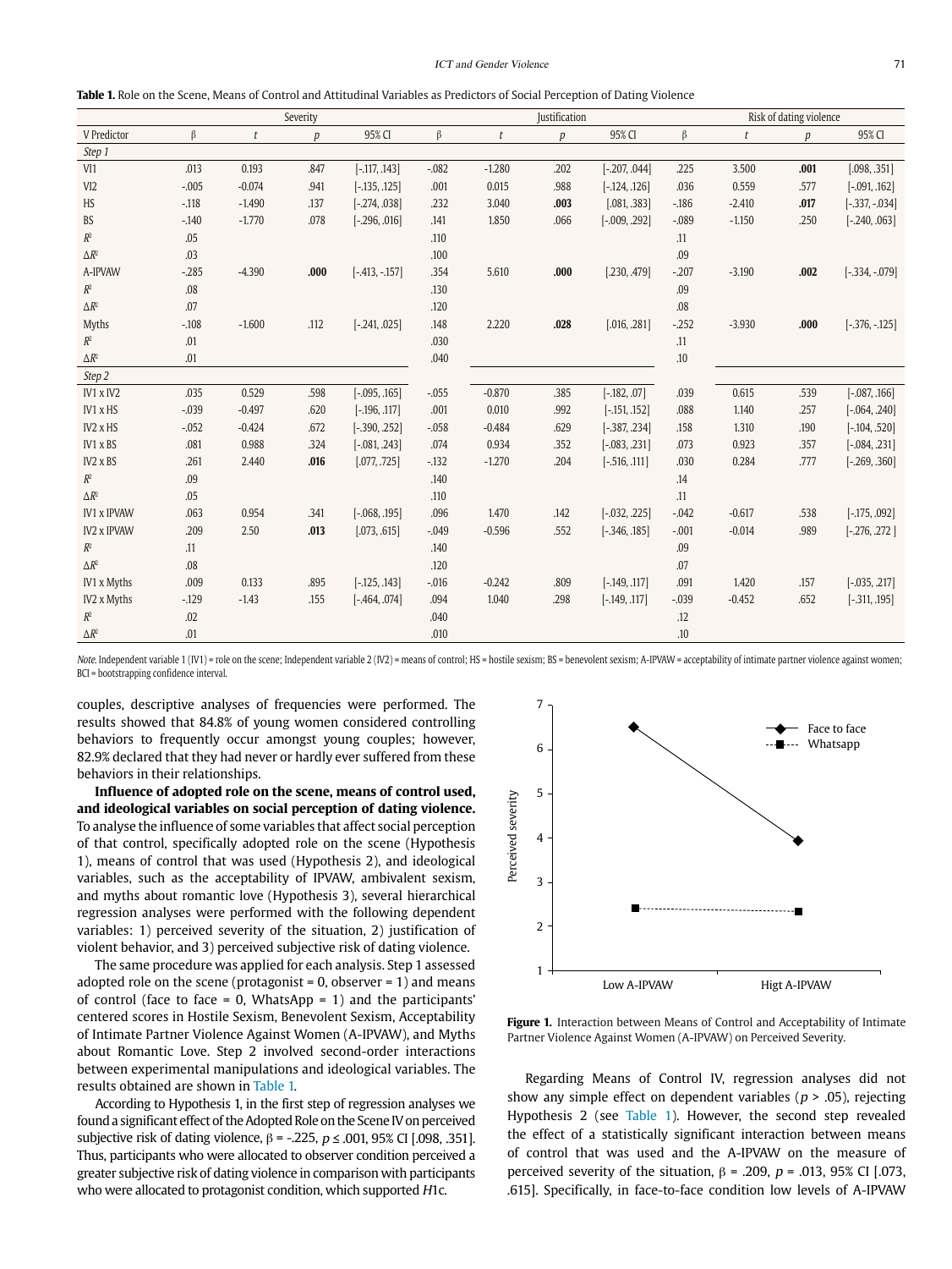**Table 1.** Role on the Scene, Means of Control and Attitudinal Variables as Predictors of Social Perception of Dating Violence

| | Severity | | | | Justification | | | | Risk of dating violence | | | |
|---|---|---|---|---|---|---|---|---|---|---|---|---|
| V Predictor | β | *t* | *p* | 95% CI | β | *t* | *p* | 95% CI | β | *t* | *p* | 95% CI |
| *Step 1* | | | | | | | | | | | | |
| VI1 | .013 | 0.193 | .847 | [-.117, .143] | -.082 | -1.280 | .202 | [-.207, .044] | .225 | 3.500 | **.001** | [.098, .351] |
| VI2 | -.005 | -0.074 | .941 | [-.135, .125] | .001 | 0.015 | .988 | [-.124, .126] | .036 | 0.559 | .577 | [-.091, .162] |
| HS | -.118 | -1.490 | .137 | [-.274, .038] | .232 | 3.040 | **.003** | [.081, .383] | -.186 | -2.410 | **.017** | [-.337, -.034] |
| BS | -.140 | -1.770 | .078 | [-.296, .016] | .141 | 1.850 | .066 | [-.009, .292] | -.089 | -1.150 | .250 | [-.240, .063] |
| $R^2$ | .05 | | | | .110 | | | | .11 | | | |
| $\Delta R^2$ | .03 | | | | .100 | | | | .09 | | | |
| A-IPVAW | -.285 | -4.390 | **.000** | [-.413, -.157] | .354 | 5.610 | **.000** | [.230, .479] | -.207 | -3.190 | **.002** | [-.334, -.079] |
| $R^2$ | .08 | | | | .130 | | | | .09 | | | |
| $\Delta R^2$ | .07 | | | | .120 | | | | .08 | | | |
| Myths | -.108 | -1.600 | .112 | [-.241, .025] | .148 | 2.220 | **.028** | [.016, .281] | -.252 | -3.930 | **.000** | [-.376, -.125] |
| $R^2$ | .01 | | | | .030 | | | | .11 | | | |
| $\Delta R^2$ | .01 | | | | .040 | | | | .10 | | | |
| *Step 2* | | | | | | | | | | | | |
| IV1 x IV2 | .035 | 0.529 | .598 | [-.095, .165] | -.055 | -0.870 | .385 | [-.182, .07] | .039 | 0.615 | .539 | [-.087, .166] |
| IV1 x HS | -.039 | -0.497 | .620 | [-.196, .117] | .001 | 0.010 | .992 | [-.151, .152] | .088 | 1.140 | .257 | [-.064, .240] |
| IV2 x HS | -.052 | -0.424 | .672 | [-.390, .252] | -.058 | -0.484 | .629 | [-.387, .234] | .158 | 1.310 | .190 | [-.104, .520] |
| IV1 x BS | .081 | 0.988 | .324 | [-.081, .243] | .074 | 0.934 | .352 | [-.083, .231] | .073 | 0.923 | .357 | [-.084, .231] |
| IV2 x BS | .261 | 2.440 | **.016** | [.077, .725] | -.132 | -1.270 | .204 | [-.516, .111] | .030 | 0.284 | .777 | [-.269, .360] |
| $R^2$ | .09 | | | | .140 | | | | .14 | | | |
| $\Delta R^2$ | .05 | | | | .110 | | | | .11 | | | |
| IV1 x IPVAW | .063 | 0.954 | .341 | [-.068, .195] | .096 | 1.470 | .142 | [-.032, .225] | -.042 | -0.617 | .538 | [-.175, .092] |
| IV2 x IPVAW | .209 | 2.50 | **.013** | [.073, .615] | -.049 | -0.596 | .552 | [-.346, .185] | -.001 | -0.014 | .989 | [-.276, .272 ] |
| $R^2$ | .11 | | | | .140 | | | | .09 | | | |
| $\Delta R^2$ | .08 | | | | .120 | | | | .07 | | | |
| IV1 x Myths | .009 | 0.133 | .895 | [-.125, .143] | -.016 | -0.242 | .809 | [-.149, .117] | .091 | 1.420 | .157 | [-.035, .217] |
| IV2 x Myths | -.129 | -1.43 | .155 | [-.464, .074] | .094 | 1.040 | .298 | [-.149, .117] | -.039 | -0.452 | .652 | [-.311, .195] |
| $R^2$ | .02 | | | | .040 | | | | .12 | | | |
| $\Delta R^2$ | .01 | | | | .010 | | | | .10 | | | |

*Note.* Independent variable 1 (IV1) = role on the scene; Independent variable 2 (IV2) = means of control; HS = hostile sexism; BS = benevolent sexism; A-IPVAW = acceptability of intimate partner violence against women; BCI = bootstrapping confidence interval.

couples, descriptive analyses of frequencies were performed. The results showed that 84.8% of young women considered controlling behaviors to frequently occur amongst young couples; however, 82.9% declared that they had never or hardly ever suffered from these behaviors in their relationships.

**Influence of adopted role on the scene, means of control used, and ideological variables on social perception of dating violence.** To analyse the influence of some variables that affect social perception of that control, specifically adopted role on the scene (Hypothesis 1), means of control that was used (Hypothesis 2), and ideological variables, such as the acceptability of IPVAW, ambivalent sexism, and myths about romantic love (Hypothesis 3), several hierarchical regression analyses were performed with the following dependent variables: 1) perceived severity of the situation, 2) justification of violent behavior, and 3) perceived subjective risk of dating violence.

The same procedure was applied for each analysis. Step 1 assessed adopted role on the scene (protagonist = 0, observer = 1) and means of control (face to face = 0, WhatsApp = 1) and the participants' centered scores in Hostile Sexism, Benevolent Sexism, Acceptability of Intimate Partner Violence Against Women (A-IPVAW), and Myths about Romantic Love. Step 2 involved second-order interactions between experimental manipulations and ideological variables. The results obtained are shown in Table 1.

According to Hypothesis 1, in the first step of regression analyses we found a significant effect of the Adopted Role on the Scene IV on perceived subjective risk of dating violence, β = -.225, $p \leq .001$, 95% CI [.098, .351]. Thus, participants who were allocated to observer condition perceived a greater subjective risk of dating violence in comparison with participants who were allocated to protagonist condition, which supported *H*1c.

**Figure 1.** Interaction between Means of Control and Acceptability of Intimate Partner Violence Against Women (A-IPVAW) on Perceived Severity.

Regarding Means of Control IV, regression analyses did not show any simple effect on dependent variables ($p > .05$), rejecting Hypothesis 2 (see Table 1). However, the second step revealed the effect of a statistically significant interaction between means of control that was used and the A-IPVAW on the measure of perceived severity of the situation, β = .209, $p = .013$, 95% CI [.073, .615]. Specifically, in face-to-face condition low levels of A-IPVAW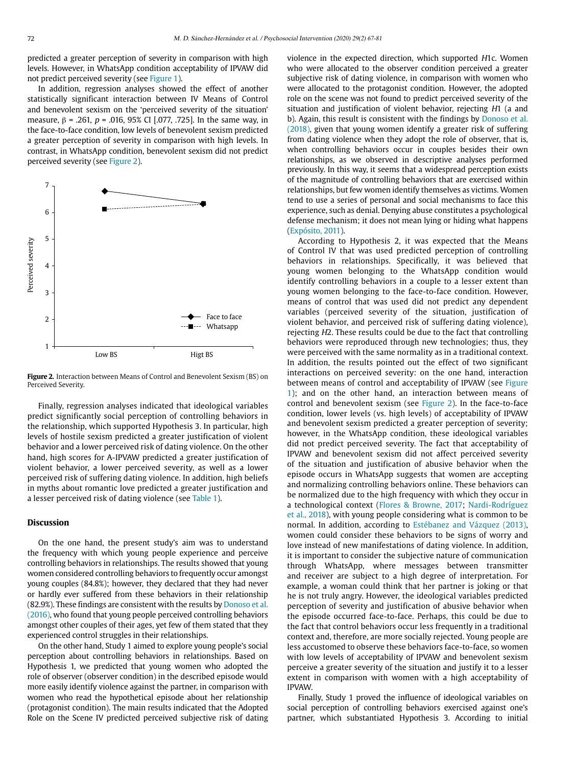predicted a greater perception of severity in comparison with high levels. However, in WhatsApp condition acceptability of IPVAW did not predict perceived severity (see Figure 1).

In addition, regression analyses showed the effect of another statistically significant interaction between IV Means of Control and benevolent sexism on the 'perceived severity of the situation' measure, β = .261, $p$ = .016, 95% CI [.077, .725]. In the same way, in the face-to-face condition, low levels of benevolent sexism predicted a greater perception of severity in comparison with high levels. In contrast, in WhatsApp condition, benevolent sexism did not predict perceived severity (see Figure 2).

**Figure 2.** Interaction between Means of Control and Benevolent Sexism (BS) on Perceived Severity.

Finally, regression analyses indicated that ideological variables predict significantly social perception of controlling behaviors in the relationship, which supported Hypothesis 3. In particular, high levels of hostile sexism predicted a greater justification of violent behavior and a lower perceived risk of dating violence. On the other hand, high scores for A-IPVAW predicted a greater justification of violent behavior, a lower perceived severity, as well as a lower perceived risk of suffering dating violence. In addition, high beliefs in myths about romantic love predicted a greater justification and a lesser perceived risk of dating violence (see Table 1).

## Discussion

On the one hand, the present study's aim was to understand the frequency with which young people experience and perceive controlling behaviors in relationships. The results showed that young women considered controlling behaviors to frequently occur amongst young couples (84.8%); however, they declared that they had never or hardly ever suffered from these behaviors in their relationship (82.9%). These findings are consistent with the results by Donoso et al. (2016), who found that young people perceived controlling behaviors amongst other couples of their ages, yet few of them stated that they experienced control struggles in their relationships.

On the other hand, Study 1 aimed to explore young people's social perception about controlling behaviors in relationships. Based on Hypothesis 1, we predicted that young women who adopted the role of observer (observer condition) in the described episode would more easily identify violence against the partner, in comparison with women who read the hypothetical episode about her relationship (protagonist condition). The main results indicated that the Adopted Role on the Scene IV predicted perceived subjective risk of dating violence in the expected direction, which supported $H1$c. Women who were allocated to the observer condition perceived a greater subjective risk of dating violence, in comparison with women who were allocated to the protagonist condition. However, the adopted role on the scene was not found to predict perceived severity of the situation and justification of violent behavior, rejecting $H1$ (a and b). Again, this result is consistent with the findings by Donoso et al. (2018), given that young women identify a greater risk of suffering from dating violence when they adopt the role of observer, that is, when controlling behaviors occur in couples besides their own relationships, as we observed in descriptive analyses performed previously. In this way, it seems that a widespread perception exists of the magnitude of controlling behaviors that are exercised within relationships, but few women identify themselves as victims. Women tend to use a series of personal and social mechanisms to face this experience, such as denial. Denying abuse constitutes a psychological defense mechanism; it does not mean lying or hiding what happens (Expósito, 2011).

According to Hypothesis 2, it was expected that the Means of Control IV that was used predicted perception of controlling behaviors in relationships. Specifically, it was believed that young women belonging to the WhatsApp condition would identify controlling behaviors in a couple to a lesser extent than young women belonging to the face-to-face condition. However, means of control that was used did not predict any dependent variables (perceived severity of the situation, justification of violent behavior, and perceived risk of suffering dating violence), rejecting $H2$. These results could be due to the fact that controlling behaviors were reproduced through new technologies; thus, they were perceived with the same normality as in a traditional context. In addition, the results pointed out the effect of two significant interactions on perceived severity: on the one hand, interaction between means of control and acceptability of IPVAW (see Figure 1); and on the other hand, an interaction between means of control and benevolent sexism (see Figure 2). In the face-to-face condition, lower levels (vs. high levels) of acceptability of IPVAW and benevolent sexism predicted a greater perception of severity; however, in the WhatsApp condition, these ideological variables did not predict perceived severity. The fact that acceptability of IPVAW and benevolent sexism did not affect perceived severity of the situation and justification of abusive behavior when the episode occurs in WhatsApp suggests that women are accepting and normalizing controlling behaviors online. These behaviors can be normalized due to the high frequency with which they occur in a technological context (Flores & Browne, 2017; Nardi-Rodríguez et al., 2018), with young people considering what is common to be normal. In addition, according to Estébanez and Vázquez (2013), women could consider these behaviors to be signs of worry and love instead of new manifestations of dating violence. In addition, it is important to consider the subjective nature of communication through WhatsApp, where messages between transmitter and receiver are subject to a high degree of interpretation. For example, a woman could think that her partner is joking or that he is not truly angry. However, the ideological variables predicted perception of severity and justification of abusive behavior when the episode occurred face-to-face. Perhaps, this could be due to the fact that control behaviors occur less frequently in a traditional context and, therefore, are more socially rejected. Young people are less accustomed to observe these behaviors face-to-face, so women with low levels of acceptability of IPVAW and benevolent sexism perceive a greater severity of the situation and justify it to a lesser extent in comparison with women with a high acceptability of IPVAW.

Finally, Study 1 proved the influence of ideological variables on social perception of controlling behaviors exercised against one's partner, which substantiated Hypothesis 3. According to initial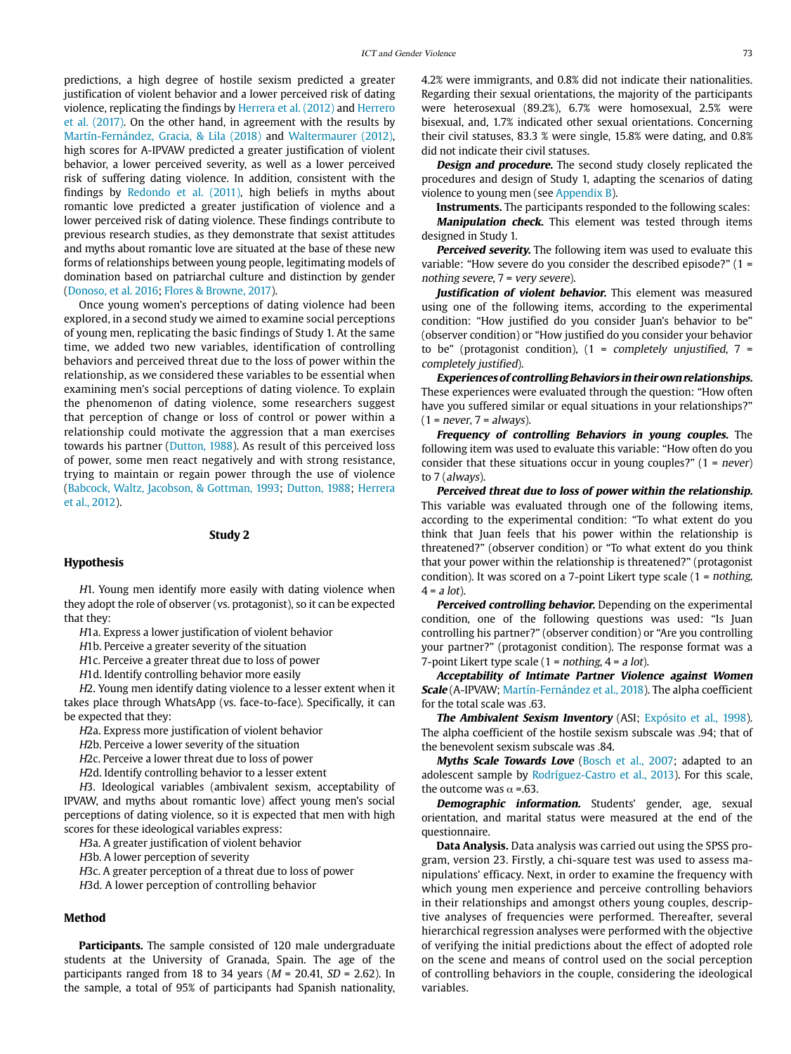predictions, a high degree of hostile sexism predicted a greater justification of violent behavior and a lower perceived risk of dating violence, replicating the findings by Herrera et al. (2012) and Herrero et al. (2017). On the other hand, in agreement with the results by Martín-Fernández, Gracia, & Lila (2018) and Waltermaurer (2012), high scores for A-IPVAW predicted a greater justification of violent behavior, a lower perceived severity, as well as a lower perceived risk of suffering dating violence. In addition, consistent with the findings by Redondo et al. (2011), high beliefs in myths about romantic love predicted a greater justification of violence and a lower perceived risk of dating violence. These findings contribute to previous research studies, as they demonstrate that sexist attitudes and myths about romantic love are situated at the base of these new forms of relationships between young people, legitimating models of domination based on patriarchal culture and distinction by gender (Donoso, et al. 2016; Flores & Browne, 2017).

Once young women's perceptions of dating violence had been explored, in a second study we aimed to examine social perceptions of young men, replicating the basic findings of Study 1. At the same time, we added two new variables, identification of controlling behaviors and perceived threat due to the loss of power within the relationship, as we considered these variables to be essential when examining men's social perceptions of dating violence. To explain the phenomenon of dating violence, some researchers suggest that perception of change or loss of control or power within a relationship could motivate the aggression that a man exercises towards his partner (Dutton, 1988). As result of this perceived loss of power, some men react negatively and with strong resistance, trying to maintain or regain power through the use of violence (Babcock, Waltz, Jacobson, & Gottman, 1993; Dutton, 1988; Herrera et al., 2012).

## Study 2

### Hypothesis

*H*1. Young men identify more easily with dating violence when they adopt the role of observer (vs. protagonist), so it can be expected that they:

*H*1a. Express a lower justification of violent behavior

*H*1b. Perceive a greater severity of the situation

*H*1c. Perceive a greater threat due to loss of power

*H*1d. Identify controlling behavior more easily

*H*2. Young men identify dating violence to a lesser extent when it takes place through WhatsApp (vs. face-to-face). Specifically, it can be expected that they:

*H*2a. Express more justification of violent behavior

*H*2b. Perceive a lower severity of the situation

*H*2c. Perceive a lower threat due to loss of power

*H*2d. Identify controlling behavior to a lesser extent

*H*3. Ideological variables (ambivalent sexism, acceptability of IPVAW, and myths about romantic love) affect young men's social perceptions of dating violence, so it is expected that men with high scores for these ideological variables express:

*H*3a. A greater justification of violent behavior

*H*3b. A lower perception of severity

*H*3c. A greater perception of a threat due to loss of power

*H*3d. A lower perception of controlling behavior

### Method

**Participants.** The sample consisted of 120 male undergraduate students at the University of Granada, Spain. The age of the participants ranged from 18 to 34 years (*M* = 20.41, *SD* = 2.62). In the sample, a total of 95% of participants had Spanish nationality, 4.2% were immigrants, and 0.8% did not indicate their nationalities. Regarding their sexual orientations, the majority of the participants were heterosexual (89.2%), 6.7% were homosexual, 2.5% were bisexual, and, 1.7% indicated other sexual orientations. Concerning their civil statuses, 83.3 % were single, 15.8% were dating, and 0.8% did not indicate their civil statuses.

***Design and procedure.*** The second study closely replicated the procedures and design of Study 1, adapting the scenarios of dating violence to young men (see Appendix B).

**Instruments.** The participants responded to the following scales:

***Manipulation check.*** This element was tested through items designed in Study 1.

***Perceived severity.*** The following item was used to evaluate this variable: "How severe do you consider the described episode?" (1 = *nothing severe*, 7 = *very severe*).

***Justification of violent behavior.*** This element was measured using one of the following items, according to the experimental condition: "How justified do you consider Juan's behavior to be" (observer condition) or "How justified do you consider your behavior to be" (protagonist condition), (1 = *completely unjustified*, 7 = *completely justified*).

***Experiences of controlling Behaviors in their own relationships.*** These experiences were evaluated through the question: "How often have you suffered similar or equal situations in your relationships?" (1 = *never*, 7 = *always*).

***Frequency of controlling Behaviors in young couples.*** The following item was used to evaluate this variable: "How often do you consider that these situations occur in young couples?" (1 = *never*) to 7 (*always*).

***Perceived threat due to loss of power within the relationship.*** This variable was evaluated through one of the following items, according to the experimental condition: "To what extent do you think that Juan feels that his power within the relationship is threatened?" (observer condition) or "To what extent do you think that your power within the relationship is threatened?" (protagonist condition). It was scored on a 7-point Likert type scale (1 = *nothing*, 4 = *a lot*).

***Perceived controlling behavior.*** Depending on the experimental condition, one of the following questions was used: "Is Juan controlling his partner?" (observer condition) or "Are you controlling your partner?" (protagonist condition). The response format was a 7-point Likert type scale (1 = *nothing*, 4 = *a lot*).

***Acceptability of Intimate Partner Violence against Women Scale*** (A-IPVAW; Martín-Fernández et al., 2018). The alpha coefficient for the total scale was .63.

***The Ambivalent Sexism Inventory*** (ASI; Expósito et al., 1998). The alpha coefficient of the hostile sexism subscale was .94; that of the benevolent sexism subscale was .84.

***Myths Scale Towards Love*** (Bosch et al., 2007; adapted to an adolescent sample by Rodríguez-Castro et al., 2013). For this scale, the outcome was $\alpha$ =.63.

***Demographic information.*** Students' gender, age, sexual orientation, and marital status were measured at the end of the questionnaire.

**Data Analysis.** Data analysis was carried out using the SPSS program, version 23. Firstly, a chi-square test was used to assess manipulations' efficacy. Next, in order to examine the frequency with which young men experience and perceive controlling behaviors in their relationships and amongst others young couples, descriptive analyses of frequencies were performed. Thereafter, several hierarchical regression analyses were performed with the objective of verifying the initial predictions about the effect of adopted role on the scene and means of control used on the social perception of controlling behaviors in the couple, considering the ideological variables.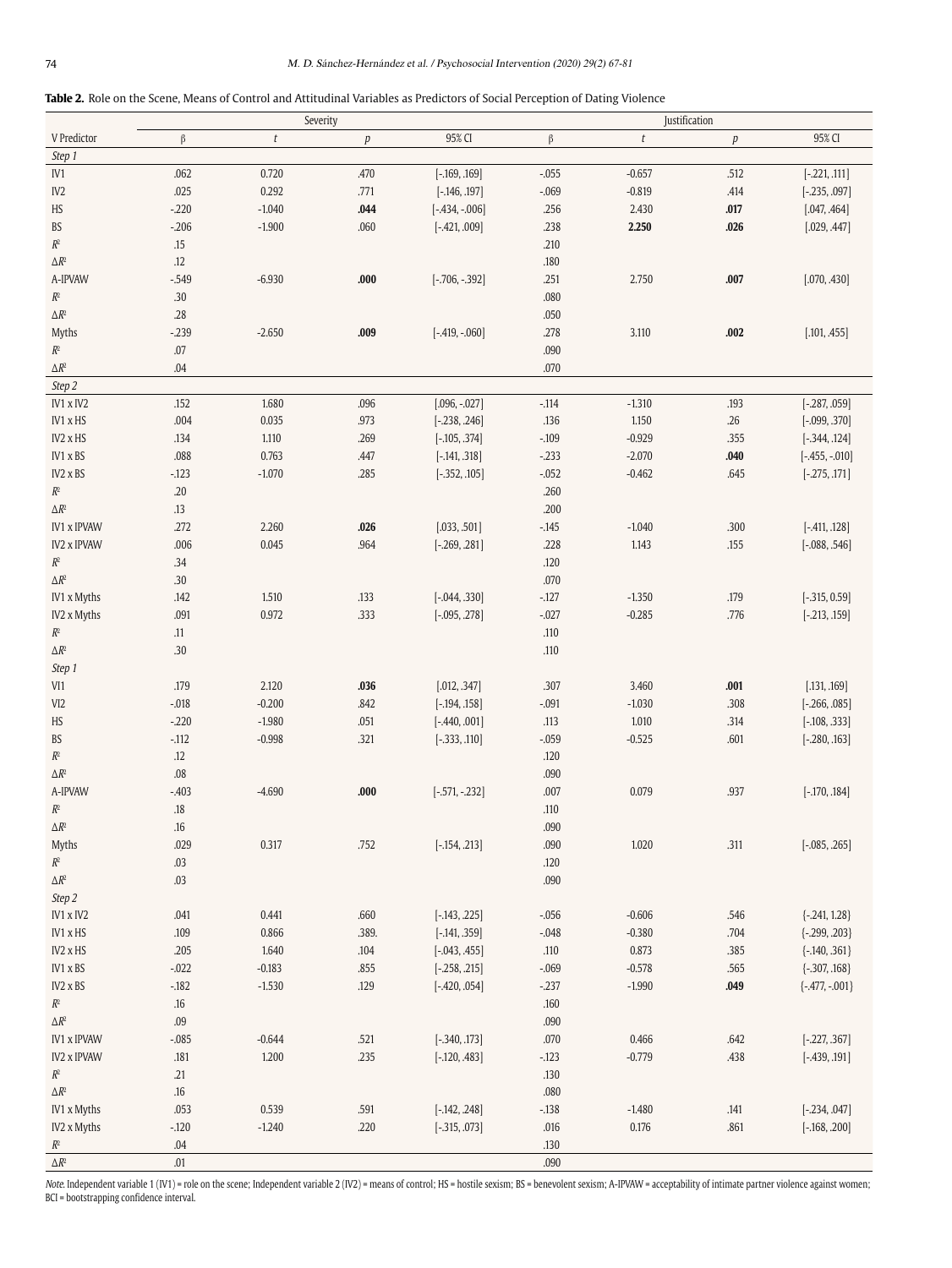**Table 2.** Role on the Scene, Means of Control and Attitudinal Variables as Predictors of Social Perception of Dating Violence

| | Severity | | | | Justification | | | |
|---|---|---|---|---|---|---|---|---|
| V Predictor | β | *t* | *p* | 95% CI | β | *t* | *p* | 95% CI |
| *Step 1* | | | | | | | | |
| IV1 | .062 | 0.720 | .470 | [-.169, .169] | -.055 | -0.657 | .512 | [-.221, .111] |
| IV2 | .025 | 0.292 | .771 | [-.146, .197] | -.069 | -0.819 | .414 | [-.235, .097] |
| HS | -.220 | -1.040 | **.044** | [-.434, -.006] | .256 | 2.430 | **.017** | [.047, .464] |
| BS | -.206 | -1.900 | .060 | [-.421, .009] | .238 | **2.250** | **.026** | [.029, .447] |
| $R^2$ | .15 | | | | .210 | | | |
| $\Delta R^2$ | .12 | | | | .180 | | | |
| A-IPVAW | -.549 | -6.930 | **.000** | [-.706, -.392] | .251 | 2.750 | **.007** | [.070, .430] |
| $R^2$ | .30 | | | | .080 | | | |
| $\Delta R^2$ | .28 | | | | .050 | | | |
| Myths | -.239 | -2.650 | **.009** | [-.419, -.060] | .278 | 3.110 | **.002** | [.101, .455] |
| $R^2$ | .07 | | | | .090 | | | |
| $\Delta R^2$ | .04 | | | | .070 | | | |
| *Step 2* | | | | | | | | |
| IV1 x IV2 | .152 | 1.680 | .096 | [.096, -.027] | -.114 | -1.310 | .193 | [-.287, .059] |
| IV1 x HS | .004 | 0.035 | .973 | [-.238, .246] | .136 | 1.150 | .26 | [-.099, .370] |
| IV2 x HS | .134 | 1.110 | .269 | [-.105, .374] | -.109 | -0.929 | .355 | [-.344, .124] |
| IV1 x BS | .088 | 0.763 | .447 | [-.141, .318] | -.233 | -2.070 | **.040** | [-.455, -.010] |
| IV2 x BS | -.123 | -1.070 | .285 | [-.352, .105] | -.052 | -0.462 | .645 | [-.275, .171] |
| $R^2$ | .20 | | | | .260 | | | |
| $\Delta R^2$ | .13 | | | | .200 | | | |
| IV1 x IPVAW | .272 | 2.260 | **.026** | [.033, .501] | -.145 | -1.040 | .300 | [-.411, .128] |
| IV2 x IPVAW | .006 | 0.045 | .964 | [-.269, .281] | .228 | 1.143 | .155 | [-.088, .546] |
| $R^2$ | .34 | | | | .120 | | | |
| $\Delta R^2$ | .30 | | | | .070 | | | |
| IV1 x Myths | .142 | 1.510 | .133 | [-.044, .330] | -.127 | -1.350 | .179 | [-.315, 0.59] |
| IV2 x Myths | .091 | 0.972 | .333 | [-.095, .278] | -.027 | -0.285 | .776 | [-.213, .159] |
| $R^2$ | .11 | | | | .110 | | | |
| $\Delta R^2$ | .30 | | | | .110 | | | |
| *Step 1* | | | | | | | | |
| VI1 | .179 | 2.120 | **.036** | [.012, .347] | .307 | 3.460 | **.001** | [.131, .169] |
| VI2 | -.018 | -0.200 | .842 | [-.194, .158] | -.091 | -1.030 | .308 | [-.266, .085] |
| HS | -.220 | -1.980 | .051 | [-.440, .001] | .113 | 1.010 | .314 | [-.108, .333] |
| BS | -.112 | -0.998 | .321 | [-.333, .110] | -.059 | -0.525 | .601 | [-.280, .163] |
| $R^2$ | .12 | | | | .120 | | | |
| $\Delta R^2$ | .08 | | | | .090 | | | |
| A-IPVAW | -.403 | -4.690 | **.000** | [-.571, -.232] | .007 | 0.079 | .937 | [-.170, .184] |
| $R^2$ | .18 | | | | .110 | | | |
| $\Delta R^2$ | .16 | | | | .090 | | | |
| Myths | .029 | 0.317 | .752 | [-.154, .213] | .090 | 1.020 | .311 | [-.085, .265] |
| $R^2$ | .03 | | | | .120 | | | |
| $\Delta R^2$ | .03 | | | | .090 | | | |
| *Step 2* | | | | | | | | |
| IV1 x IV2 | .041 | 0.441 | .660 | [-.143, .225] | -.056 | -0.606 | .546 | {-.241, 1.28} |
| IV1 x HS | .109 | 0.866 | .389. | [-.141, .359] | -.048 | -0.380 | .704 | {-.299, .203} |
| IV2 x HS | .205 | 1.640 | .104 | [-.043, .455] | .110 | 0.873 | .385 | {-.140, .361} |
| IV1 x BS | -.022 | -0.183 | .855 | [-.258, .215] | -.069 | -0.578 | .565 | {-.307, .168} |
| IV2 x BS | -.182 | -1.530 | .129 | [-.420, .054] | -.237 | -1.990 | **.049** | {-.477, -.001} |
| $R^2$ | .16 | | | | .160 | | | |
| $\Delta R^2$ | .09 | | | | .090 | | | |
| IV1 x IPVAW | -.085 | -0.644 | .521 | [-.340, .173] | .070 | 0.466 | .642 | [-.227, .367] |
| IV2 x IPVAW | .181 | 1.200 | .235 | [-.120, .483] | -.123 | -0.779 | .438 | [-.439, .191] |
| $R^2$ | .21 | | | | .130 | | | |
| $\Delta R^2$ | .16 | | | | .080 | | | |
| IV1 x Myths | .053 | 0.539 | .591 | [-.142, .248] | -.138 | -1.480 | .141 | [-.234, .047] |
| IV2 x Myths | -.120 | -1.240 | .220 | [-.315, .073] | .016 | 0.176 | .861 | [-.168, .200] |
| $R^2$ | .04 | | | | .130 | | | |
| $\Delta R^2$ | .01 | | | | .090 | | | |

*Note.* Independent variable 1 (IV1) = role on the scene; Independent variable 2 (IV2) = means of control; HS = hostile sexism; BS = benevolent sexism; A-IPVAW = acceptability of intimate partner violence against women; BCI = bootstrapping confidence interval.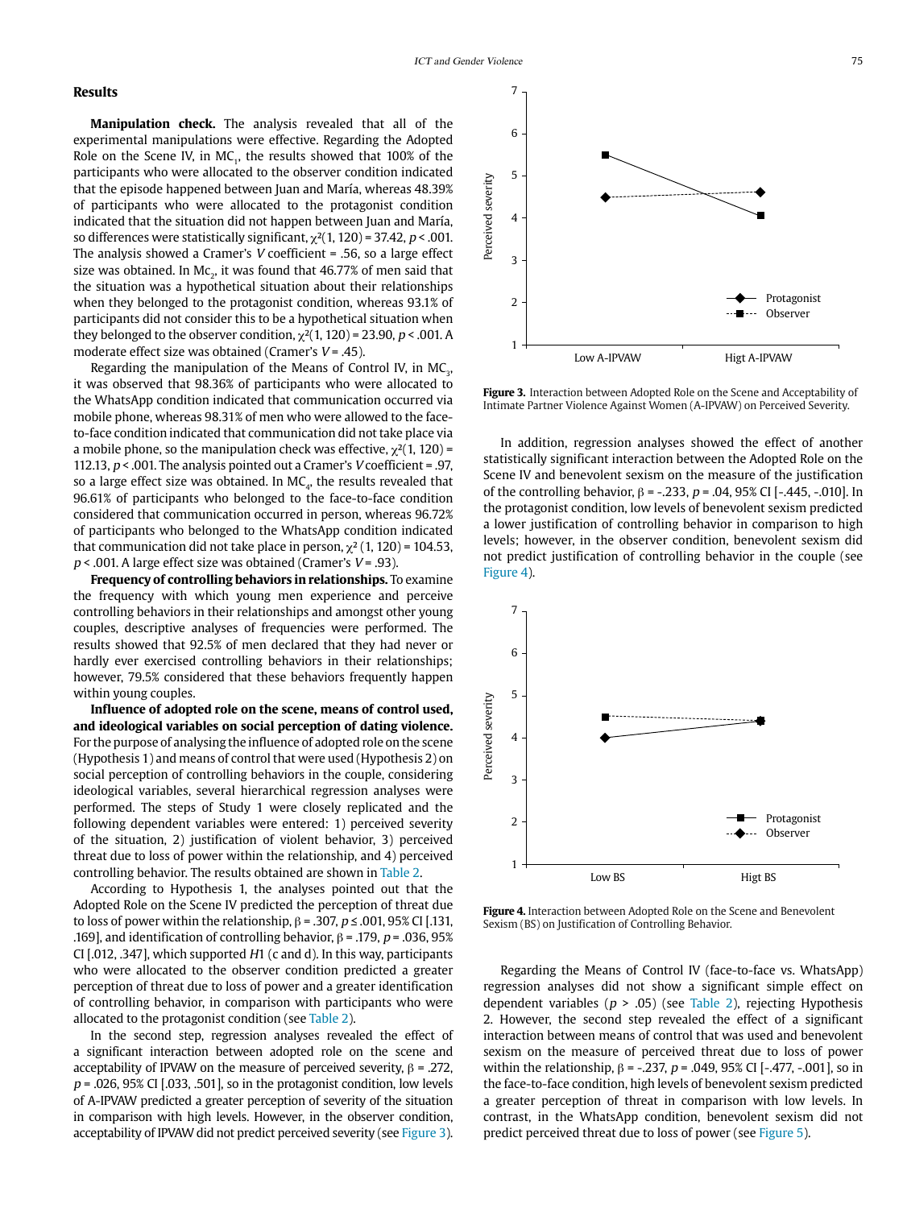## Results

**Manipulation check.** The analysis revealed that all of the experimental manipulations were effective. Regarding the Adopted Role on the Scene IV, in $MC_1$, the results showed that 100% of the participants who were allocated to the observer condition indicated that the episode happened between Juan and María, whereas 48.39% of participants who were allocated to the protagonist condition indicated that the situation did not happen between Juan and María, so differences were statistically significant, $\chi^2(1, 120) = 37.42$, $p < .001$. The analysis showed a Cramer's *V* coefficient = .56, so a large effect size was obtained. In $Mc_2$, it was found that 46.77% of men said that the situation was a hypothetical situation about their relationships when they belonged to the protagonist condition, whereas 93.1% of participants did not consider this to be a hypothetical situation when they belonged to the observer condition, $\chi^2(1, 120) = 23.90$, $p < .001$. A moderate effect size was obtained (Cramer's $V = .45$).

Regarding the manipulation of the Means of Control IV, in $MC_3$, it was observed that 98.36% of participants who were allocated to the WhatsApp condition indicated that communication occurred via mobile phone, whereas 98.31% of men who were allowed to the face-to-face condition indicated that communication did not take place via a mobile phone, so the manipulation check was effective, $\chi^2(1, 120) = 112.13$, $p < .001$. The analysis pointed out a Cramer's *V* coefficient = .97, so a large effect size was obtained. In $MC_4$, the results revealed that 96.61% of participants who belonged to the face-to-face condition considered that communication occurred in person, whereas 96.72% of participants who belonged to the WhatsApp condition indicated that communication did not take place in person, $\chi^2(1, 120) = 104.53$, $p < .001$. A large effect size was obtained (Cramer's $V = .93$).

**Frequency of controlling behaviors in relationships.** To examine the frequency with which young men experience and perceive controlling behaviors in their relationships and amongst other young couples, descriptive analyses of frequencies were performed. The results showed that 92.5% of men declared that they had never or hardly ever exercised controlling behaviors in their relationships; however, 79.5% considered that these behaviors frequently happen within young couples.

**Influence of adopted role on the scene, means of control used, and ideological variables on social perception of dating violence.** For the purpose of analysing the influence of adopted role on the scene (Hypothesis 1) and means of control that were used (Hypothesis 2) on social perception of controlling behaviors in the couple, considering ideological variables, several hierarchical regression analyses were performed. The steps of Study 1 were closely replicated and the following dependent variables were entered: 1) perceived severity of the situation, 2) justification of violent behavior, 3) perceived threat due to loss of power within the relationship, and 4) perceived controlling behavior. The results obtained are shown in Table 2.

According to Hypothesis 1, the analyses pointed out that the Adopted Role on the Scene IV predicted the perception of threat due to loss of power within the relationship, $\beta = .307$, $p \leq .001$, 95% CI [.131, .169], and identification of controlling behavior, $\beta = .179$, $p = .036$, 95% CI [.012, .347], which supported *H*1 (c and d). In this way, participants who were allocated to the observer condition predicted a greater perception of threat due to loss of power and a greater identification of controlling behavior, in comparison with participants who were allocated to the protagonist condition (see Table 2).

In the second step, regression analyses revealed the effect of a significant interaction between adopted role on the scene and acceptability of IPVAW on the measure of perceived severity, $\beta = .272$, $p = .026$, 95% CI [.033, .501], so in the protagonist condition, low levels of A-IPVAW predicted a greater perception of severity of the situation in comparison with high levels. However, in the observer condition, acceptability of IPVAW did not predict perceived severity (see Figure 3).

**Figure 3.** Interaction between Adopted Role on the Scene and Acceptability of Intimate Partner Violence Against Women (A-IPVAW) on Perceived Severity.

In addition, regression analyses showed the effect of another statistically significant interaction between the Adopted Role on the Scene IV and benevolent sexism on the measure of the justification of the controlling behavior, $\beta = -.233$, $p = .04$, 95% CI [-.445, -.010]. In the protagonist condition, low levels of benevolent sexism predicted a lower justification of controlling behavior in comparison to high levels; however, in the observer condition, benevolent sexism did not predict justification of controlling behavior in the couple (see Figure 4).

**Figure 4.** Interaction between Adopted Role on the Scene and Benevolent Sexism (BS) on Justification of Controlling Behavior.

Regarding the Means of Control IV (face-to-face vs. WhatsApp) regression analyses did not show a significant simple effect on dependent variables ($p > .05$) (see Table 2), rejecting Hypothesis 2. However, the second step revealed the effect of a significant interaction between means of control that was used and benevolent sexism on the measure of perceived threat due to loss of power within the relationship, $\beta = -.237$, $p = .049$, 95% CI [-.477, -.001], so in the face-to-face condition, high levels of benevolent sexism predicted a greater perception of threat in comparison with low levels. In contrast, in the WhatsApp condition, benevolent sexism did not predict perceived threat due to loss of power (see Figure 5).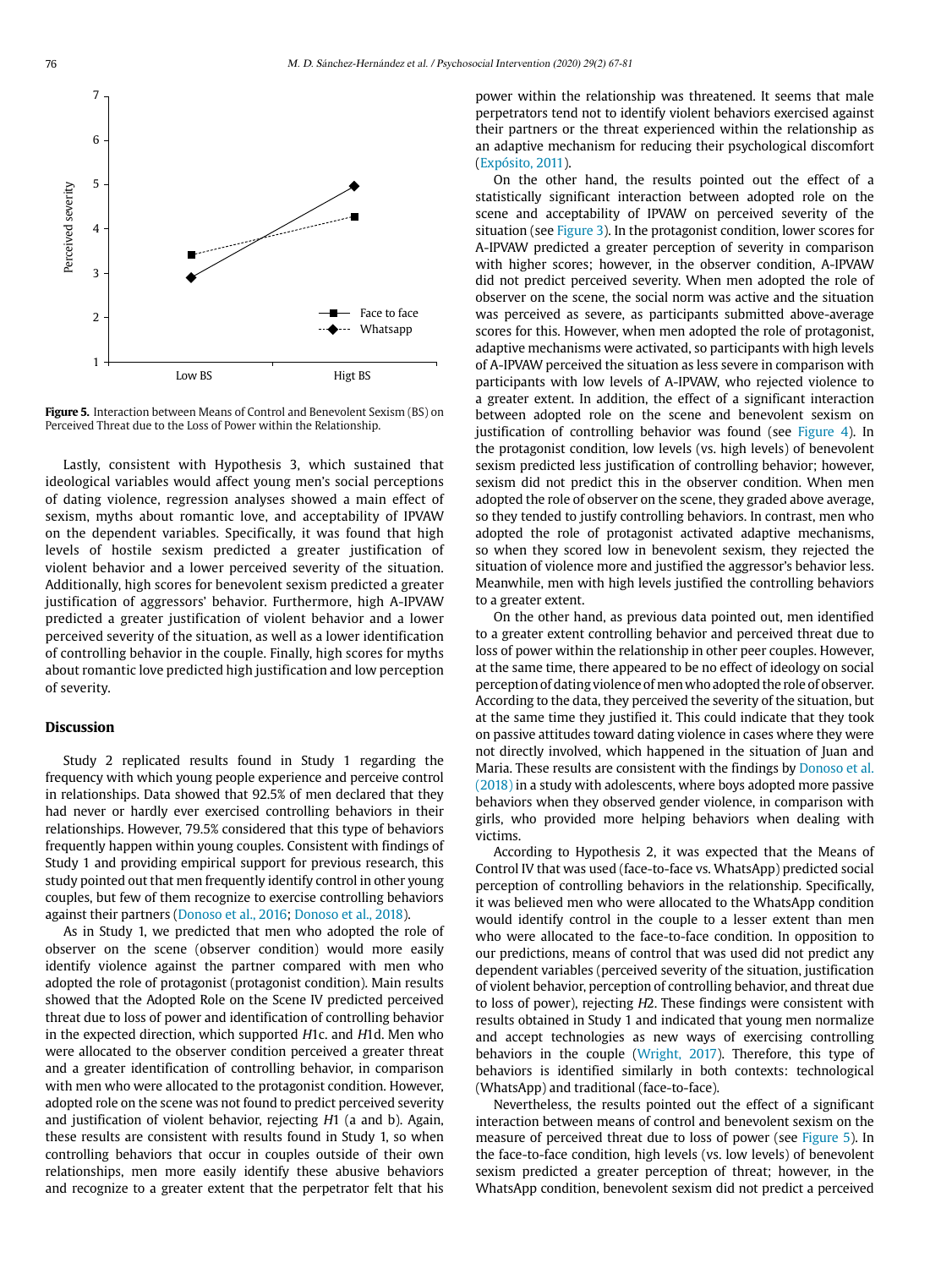Figure 5. Interaction between Means of Control and Benevolent Sexism (BS) on Perceived Threat due to the Loss of Power within the Relationship.

Lastly, consistent with Hypothesis 3, which sustained that ideological variables would affect young men's social perceptions of dating violence, regression analyses showed a main effect of sexism, myths about romantic love, and acceptability of IPVAW on the dependent variables. Specifically, it was found that high levels of hostile sexism predicted a greater justification of violent behavior and a lower perceived severity of the situation. Additionally, high scores for benevolent sexism predicted a greater justification of aggressors' behavior. Furthermore, high A-IPVAW predicted a greater justification of violent behavior and a lower perceived severity of the situation, as well as a lower identification of controlling behavior in the couple. Finally, high scores for myths about romantic love predicted high justification and low perception of severity.

## Discussion

Study 2 replicated results found in Study 1 regarding the frequency with which young people experience and perceive control in relationships. Data showed that 92.5% of men declared that they had never or hardly ever exercised controlling behaviors in their relationships. However, 79.5% considered that this type of behaviors frequently happen within young couples. Consistent with findings of Study 1 and providing empirical support for previous research, this study pointed out that men frequently identify control in other young couples, but few of them recognize to exercise controlling behaviors against their partners (Donoso et al., 2016; Donoso et al., 2018).

As in Study 1, we predicted that men who adopted the role of observer on the scene (observer condition) would more easily identify violence against the partner compared with men who adopted the role of protagonist (protagonist condition). Main results showed that the Adopted Role on the Scene IV predicted perceived threat due to loss of power and identification of controlling behavior in the expected direction, which supported *H*1c. and *H*1d. Men who were allocated to the observer condition perceived a greater threat and a greater identification of controlling behavior, in comparison with men who were allocated to the protagonist condition. However, adopted role on the scene was not found to predict perceived severity and justification of violent behavior, rejecting *H*1 (a and b). Again, these results are consistent with results found in Study 1, so when controlling behaviors that occur in couples outside of their own relationships, men more easily identify these abusive behaviors and recognize to a greater extent that the perpetrator felt that his power within the relationship was threatened. It seems that male perpetrators tend not to identify violent behaviors exercised against their partners or the threat experienced within the relationship as an adaptive mechanism for reducing their psychological discomfort (Expósito, 2011).

On the other hand, the results pointed out the effect of a statistically significant interaction between adopted role on the scene and acceptability of IPVAW on perceived severity of the situation (see Figure 3). In the protagonist condition, lower scores for A-IPVAW predicted a greater perception of severity in comparison with higher scores; however, in the observer condition, A-IPVAW did not predict perceived severity. When men adopted the role of observer on the scene, the social norm was active and the situation was perceived as severe, as participants submitted above-average scores for this. However, when men adopted the role of protagonist, adaptive mechanisms were activated, so participants with high levels of A-IPVAW perceived the situation as less severe in comparison with participants with low levels of A-IPVAW, who rejected violence to a greater extent. In addition, the effect of a significant interaction between adopted role on the scene and benevolent sexism on justification of controlling behavior was found (see Figure 4). In the protagonist condition, low levels (vs. high levels) of benevolent sexism predicted less justification of controlling behavior; however, sexism did not predict this in the observer condition. When men adopted the role of observer on the scene, they graded above average, so they tended to justify controlling behaviors. In contrast, men who adopted the role of protagonist activated adaptive mechanisms, so when they scored low in benevolent sexism, they rejected the situation of violence more and justified the aggressor's behavior less. Meanwhile, men with high levels justified the controlling behaviors to a greater extent.

On the other hand, as previous data pointed out, men identified to a greater extent controlling behavior and perceived threat due to loss of power within the relationship in other peer couples. However, at the same time, there appeared to be no effect of ideology on social perception of dating violence of men who adopted the role of observer. According to the data, they perceived the severity of the situation, but at the same time they justified it. This could indicate that they took on passive attitudes toward dating violence in cases where they were not directly involved, which happened in the situation of Juan and Maria. These results are consistent with the findings by Donoso et al. (2018) in a study with adolescents, where boys adopted more passive behaviors when they observed gender violence, in comparison with girls, who provided more helping behaviors when dealing with victims.

According to Hypothesis 2, it was expected that the Means of Control IV that was used (face-to-face vs. WhatsApp) predicted social perception of controlling behaviors in the relationship. Specifically, it was believed men who were allocated to the WhatsApp condition would identify control in the couple to a lesser extent than men who were allocated to the face-to-face condition. In opposition to our predictions, means of control that was used did not predict any dependent variables (perceived severity of the situation, justification of violent behavior, perception of controlling behavior, and threat due to loss of power), rejecting *H*2. These findings were consistent with results obtained in Study 1 and indicated that young men normalize and accept technologies as new ways of exercising controlling behaviors in the couple (Wright, 2017). Therefore, this type of behaviors is identified similarly in both contexts: technological (WhatsApp) and traditional (face-to-face).

Nevertheless, the results pointed out the effect of a significant interaction between means of control and benevolent sexism on the measure of perceived threat due to loss of power (see Figure 5). In the face-to-face condition, high levels (vs. low levels) of benevolent sexism predicted a greater perception of threat; however, in the WhatsApp condition, benevolent sexism did not predict a perceived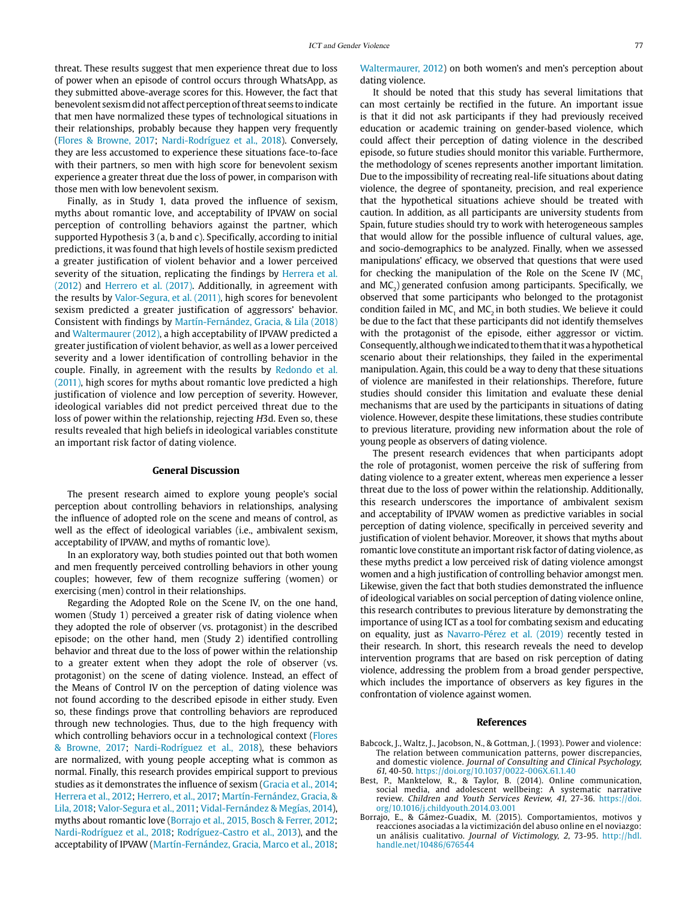threat. These results suggest that men experience threat due to loss of power when an episode of control occurs through WhatsApp, as they submitted above-average scores for this. However, the fact that benevolent sexism did not affect perception of threat seems to indicate that men have normalized these types of technological situations in their relationships, probably because they happen very frequently (Flores & Browne, 2017; Nardi-Rodríguez et al., 2018). Conversely, they are less accustomed to experience these situations face-to-face with their partners, so men with high score for benevolent sexism experience a greater threat due the loss of power, in comparison with those men with low benevolent sexism.

Finally, as in Study 1, data proved the influence of sexism, myths about romantic love, and acceptability of IPVAW on social perception of controlling behaviors against the partner, which supported Hypothesis 3 (a, b and c). Specifically, according to initial predictions, it was found that high levels of hostile sexism predicted a greater justification of violent behavior and a lower perceived severity of the situation, replicating the findings by Herrera et al. (2012) and Herrero et al. (2017). Additionally, in agreement with the results by Valor-Segura, et al. (2011), high scores for benevolent sexism predicted a greater justification of aggressors' behavior. Consistent with findings by Martín-Fernández, Gracia, & Lila (2018) and Waltermaurer (2012), a high acceptability of IPVAW predicted a greater justification of violent behavior, as well as a lower perceived severity and a lower identification of controlling behavior in the couple. Finally, in agreement with the results by Redondo et al. (2011), high scores for myths about romantic love predicted a high justification of violence and low perception of severity. However, ideological variables did not predict perceived threat due to the loss of power within the relationship, rejecting *H*3d. Even so, these results revealed that high beliefs in ideological variables constitute an important risk factor of dating violence.

## General Discussion

The present research aimed to explore young people's social perception about controlling behaviors in relationships, analysing the influence of adopted role on the scene and means of control, as well as the effect of ideological variables (i.e., ambivalent sexism, acceptability of IPVAW, and myths of romantic love).

In an exploratory way, both studies pointed out that both women and men frequently perceived controlling behaviors in other young couples; however, few of them recognize suffering (women) or exercising (men) control in their relationships.

Regarding the Adopted Role on the Scene IV, on the one hand, women (Study 1) perceived a greater risk of dating violence when they adopted the role of observer (vs. protagonist) in the described episode; on the other hand, men (Study 2) identified controlling behavior and threat due to the loss of power within the relationship to a greater extent when they adopt the role of observer (vs. protagonist) on the scene of dating violence. Instead, an effect of the Means of Control IV on the perception of dating violence was not found according to the described episode in either study. Even so, these findings prove that controlling behaviors are reproduced through new technologies. Thus, due to the high frequency with which controlling behaviors occur in a technological context (Flores & Browne, 2017; Nardi-Rodríguez et al., 2018), these behaviors are normalized, with young people accepting what is common as normal. Finally, this research provides empirical support to previous studies as it demonstrates the influence of sexism (Gracia et al., 2014; Herrera et al., 2012; Herrero, et al., 2017; Martín-Fernández, Gracia, & Lila, 2018; Valor-Segura et al., 2011; Vidal-Fernández & Megías, 2014), myths about romantic love (Borrajo et al., 2015, Bosch & Ferrer, 2012; Nardi-Rodríguez et al., 2018; Rodríguez-Castro et al., 2013), and the acceptability of IPVAW (Martín-Fernández, Gracia, Marco et al., 2018; Waltermaurer, 2012) on both women's and men's perception about dating violence.

It should be noted that this study has several limitations that can most certainly be rectified in the future. An important issue is that it did not ask participants if they had previously received education or academic training on gender-based violence, which could affect their perception of dating violence in the described episode, so future studies should monitor this variable. Furthermore, the methodology of scenes represents another important limitation. Due to the impossibility of recreating real-life situations about dating violence, the degree of spontaneity, precision, and real experience that the hypothetical situations achieve should be treated with caution. In addition, as all participants are university students from Spain, future studies should try to work with heterogeneous samples that would allow for the possible influence of cultural values, age, and socio-demographics to be analyzed. Finally, when we assessed manipulations' efficacy, we observed that questions that were used for checking the manipulation of the Role on the Scene IV ($MC_1$ and $MC_2$) generated confusion among participants. Specifically, we observed that some participants who belonged to the protagonist condition failed in $MC_1$ and $MC_2$ in both studies. We believe it could be due to the fact that these participants did not identify themselves with the protagonist of the episode, either aggressor or victim. Consequently, although we indicated to them that it was a hypothetical scenario about their relationships, they failed in the experimental manipulation. Again, this could be a way to deny that these situations of violence are manifested in their relationships. Therefore, future studies should consider this limitation and evaluate these denial mechanisms that are used by the participants in situations of dating violence. However, despite these limitations, these studies contribute to previous literature, providing new information about the role of young people as observers of dating violence.

The present research evidences that when participants adopt the role of protagonist, women perceive the risk of suffering from dating violence to a greater extent, whereas men experience a lesser threat due to the loss of power within the relationship. Additionally, this research underscores the importance of ambivalent sexism and acceptability of IPVAW women as predictive variables in social perception of dating violence, specifically in perceived severity and justification of violent behavior. Moreover, it shows that myths about romantic love constitute an important risk factor of dating violence, as these myths predict a low perceived risk of dating violence amongst women and a high justification of controlling behavior amongst men. Likewise, given the fact that both studies demonstrated the influence of ideological variables on social perception of dating violence online, this research contributes to previous literature by demonstrating the importance of using ICT as a tool for combating sexism and educating on equality, just as Navarro-Pérez et al. (2019) recently tested in their research. In short, this research reveals the need to develop intervention programs that are based on risk perception of dating violence, addressing the problem from a broad gender perspective, which includes the importance of observers as key figures in the confrontation of violence against women.

## References

Babcock, J., Waltz, J., Jacobson, N., & Gottman, J. (1993). Power and violence: The relation between communication patterns, power discrepancies, and domestic violence. *Journal of Consulting and Clinical Psychology, 61*, 40-50. https://doi.org/10.1037/0022-006X.61.1.40

Best, P., Manktelow, R., & Taylor, B. (2014). Online communication, social media, and adolescent wellbeing: A systematic narrative review. *Children and Youth Services Review, 41*, 27-36. https://doi.org/10.1016/j.childyouth.2014.03.001

Borrajo, E., & Gámez-Guadix, M. (2015). Comportamientos, motivos y reacciones asociadas a la victimización del abuso online en el noviazgo: un análisis cualitativo. *Journal of Victimology, 2*, 73-95. http://hdl.handle.net/10486/676544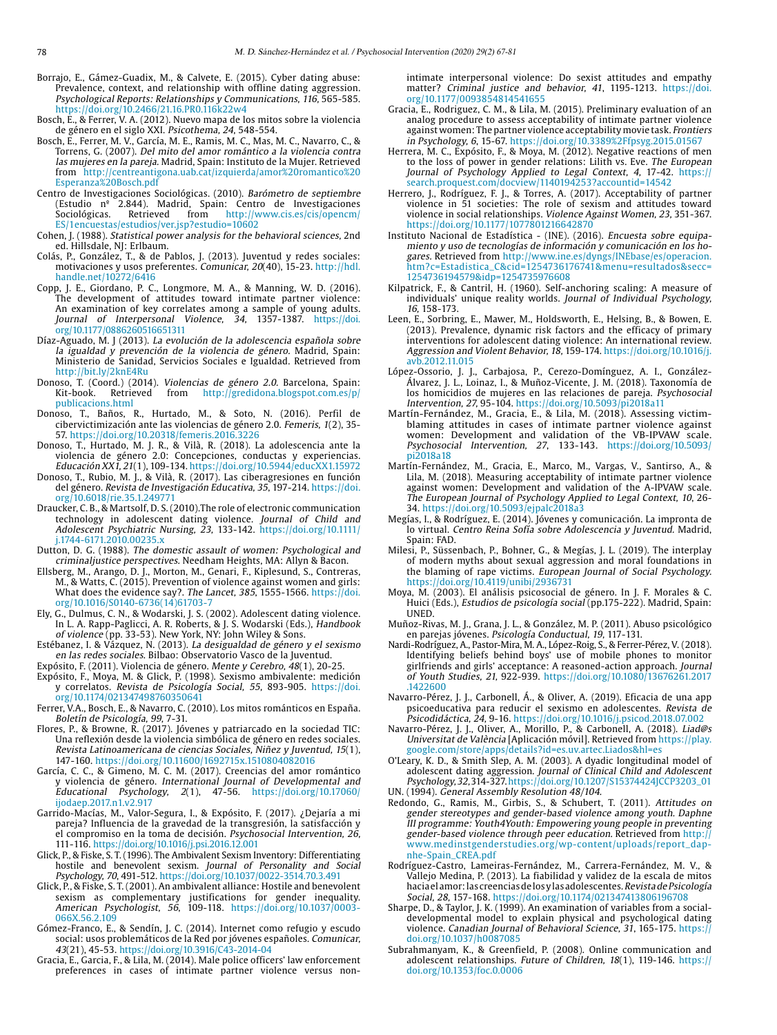Borrajo, E., Gámez-Guadix, M., & Calvete, E. (2015). Cyber dating abuse: Prevalence, context, and relationship with offline dating aggression. *Psychological Reports: Relationships y Communications, 116*, 565-585. https://doi.org/10.2466/21.16.PR0.116k22w4

Bosch, E., & Ferrer, V. A. (2012). Nuevo mapa de los mitos sobre la violencia de género en el siglo XXI. *Psicothema, 24*, 548-554.

Bosch, E., Ferrer, M. V., García, M. E., Ramis, M. C., Mas, M. C., Navarro, C., & Torrens, G. (2007). *Del mito del amor romántico a la violencia contra las mujeres en la pareja*. Madrid, Spain: Instituto de la Mujer. Retrieved from http://centreantigona.uab.cat/izquierda/amor%20romantico%20Esperanza%20Bosch.pdf

Centro de Investigaciones Sociológicas. (2010). *Barómetro de septiembre* (Estudio nº 2.844). Madrid, Spain: Centro de Investigaciones Sociológicas. Retrieved from http://www.cis.es/cis/opencm/ES/1encuestas/estudios/ver.jsp?estudio=10602

Cohen, J. (1988). *Statistical power analysis for the behavioral sciences*, 2nd ed. Hillsdale, NJ: Erlbaum.

Colás, P., González, T., & de Pablos, J. (2013). Juventud y redes sociales: motivaciones y usos preferentes. *Comunicar, 20*(40), 15-23. http://hdl.handle.net/10272/6416

Copp, J. E., Giordano, P. C., Longmore, M. A., & Manning, W. D. (2016). The development of attitudes toward intimate partner violence: An examination of key correlates among a sample of young adults. *Journal of Interpersonal Violence, 34*, 1357-1387. https://doi.org/10.1177/0886260516651311

Díaz-Aguado, M. J (2013). *La evolución de la adolescencia española sobre la igualdad y prevención de la violencia de género*. Madrid, Spain: Ministerio de Sanidad, Servicios Sociales e Igualdad. Retrieved from http://bit.ly/2knE4Ru

Donoso, T. (Coord.) (2014). *Violencias de género 2.0*. Barcelona, Spain: Kit-book. Retrieved from http://gredidona.blogspot.com.es/p/publicacions.html

Donoso, T., Baños, R., Hurtado, M., & Soto, N. (2016). Perfil de cibervictimización ante las violencias de género 2.0. *Femeris, 1*(2), 35-57. https://doi.org/10.20318/femeris.2016.3226

Donoso, T., Hurtado, M. J. R., & Vilà, R. (2018). La adolescencia ante la violencia de género 2.0: Concepciones, conductas y experiencias. *Educación XX1, 21*(1), 109-134. https://doi.org/10.5944/educXX1.15972

Donoso, T., Rubio, M. J., & Vilà, R. (2017). Las ciberagresiones en función del género. *Revista de Investigación Educativa, 35*, 197-214. https://doi.org/10.6018/rie.35.1.249771

Draucker, C. B., & Martsolf, D. S. (2010).The role of electronic communication technology in adolescent dating violence. *Journal of Child and Adolescent Psychiatric Nursing, 23*, 133-142. https://doi.org/10.1111/j.1744-6171.2010.00235.x

Dutton, D. G. (1988). *The domestic assault of women: Psychological and criminaljustice perspectives*. Needham Heights, MA: Allyn & Bacon.

Ellsberg, M., Arango, D. J., Morton, M., Genari, F., Kiplesund, S., Contreras, M., & Watts, C. (2015). Prevention of violence against women and girls: What does the evidence say?. *The Lancet, 385*, 1555-1566. https://doi.org/10.1016/S0140-6736(14)61703-7

Ely, G., Dulmus, C. N., & Wodarski, J. S. (2002). Adolescent dating violence. In L. A. Rapp-Paglicci, A. R. Roberts, & J. S. Wodarski (Eds.), *Handbook of violence* (pp. 33-53). New York, NY: John Wiley & Sons.

Estébanez, I. & Vázquez, N. (2013). *La desigualdad de género y el sexismo en las redes sociales*. Bilbao: Observatorio Vasco de la Juventud.

Expósito, F. (2011). Violencia de género. *Mente y Cerebro, 48*(1), 20-25.

Expósito, F., Moya, M. & Glick, P. (1998). Sexismo ambivalente: medición y correlatos. *Revista de Psicología Social, 55*, 893-905. https://doi.org/10.1174/021347498760350641

Ferrer, V.A., Bosch, E., & Navarro, C. (2010). Los mitos románticos en España. *Boletín de Psicología, 99*, 7-31.

Flores, P., & Browne, R. (2017). Jóvenes y patriarcado en la sociedad TIC: Una reflexión desde la violencia simbólica de género en redes sociales. *Revista Latinoamericana de ciencias Sociales, Niñez y Juventud, 15*(1), 147-160. https://doi.org/10.11600/1692715x.1510804082016

García, C. C., & Gimeno, M. C. M. (2017). Creencias del amor romántico y violencia de género. *International Journal of Developmental and Educational Psychology, 2*(1), 47-56. https://doi.org/10.17060/ijodaep.2017.n1.v2.917

Garrido-Macías, M., Valor-Segura, I., & Expósito, F. (2017). ¿Dejaría a mi pareja? Influencia de la gravedad de la transgresión, la satisfacción y el compromiso en la toma de decisión. *Psychosocial Intervention, 26*, 111-116. https://doi.org/10.1016/j.psi.2016.12.001

Glick, P., & Fiske, S. T. (1996). The Ambivalent Sexism Inventory: Differentiating hostile and benevolent sexism. *Journal of Personality and Social Psychology, 70*, 491-512. https://doi.org/10.1037/0022-3514.70.3.491

Glick, P., & Fiske, S. T. (2001). An ambivalent alliance: Hostile and benevolent sexism as complementary justifications for gender inequality. *American Psychologist, 56*, 109-118. https://doi.org/10.1037/0003-066X.56.2.109

Gómez-Franco, E., & Sendín, J. C. (2014). Internet como refugio y escudo social: usos problemáticos de la Red por jóvenes españoles. *Comunicar, 43*(21), 45-53. https://doi.org/10.3916/C43-2014-04

Gracia, E., Garcia, F., & Lila, M. (2014). Male police officers' law enforcement preferences in cases of intimate partner violence versus non-intimate interpersonal violence: Do sexist attitudes and empathy matter? *Criminal justice and behavior, 41*, 1195-1213. https://doi.org/10.1177/0093854814541655

Gracia, E., Rodriguez, C. M., & Lila, M. (2015). Preliminary evaluation of an analog procedure to assess acceptability of intimate partner violence against women: The partner violence acceptability movie task. *Frontiers in Psychology, 6*, 15-67. https://doi.org/10.3389%2Ffpsyg.2015.01567

Herrera, M. C., Expósito, F., & Moya, M. (2012). Negative reactions of men to the loss of power in gender relations: Lilith vs. Eve. *The European Journal of Psychology Applied to Legal Context, 4*, 17-42. https://search.proquest.com/docview/1140194253?accountid=14542

Herrero, J., Rodríguez, F. J., & Torres, A. (2017). Acceptability of partner violence in 51 societies: The role of sexism and attitudes toward violence in social relationships. *Violence Against Women, 23*, 351-367. https://doi.org/10.1177/1077801216642870

Instituto Nacional de Estadística - (INE). (2016). *Encuesta sobre equipamiento y uso de tecnologías de información y comunicación en los hogares*. Retrieved from http://www.ine.es/dyngs/INEbase/es/operacion.htm?c=Estadistica_C&cid=1254736176741&menu=resultados&secc=1254736194579&idp=1254735976608

Kilpatrick, F., & Cantril, H. (1960). Self-anchoring scaling: A measure of individuals' unique reality worlds. *Journal of Individual Psychology, 16*, 158-173.

Leen, E., Sorbring, E., Mawer, M., Holdsworth, E., Helsing, B., & Bowen, E. (2013). Prevalence, dynamic risk factors and the efficacy of primary interventions for adolescent dating violence: An international review. *Aggression and Violent Behavior, 18*, 159-174. https://doi.org/10.1016/j.avb.2012.11.015

López-Ossorio, J. J., Carbajosa, P., Cerezo-Domínguez, A. I., González-Álvarez, J. L., Loinaz, I., & Muñoz-Vicente, J. M. (2018). Taxonomía de los homicidios de mujeres en las relaciones de pareja. *Psychosocial Intervention, 27*, 95-104. https://doi.org/10.5093/pi2018a11

Martín-Fernández, M., Gracia, E., & Lila, M. (2018). Assessing victim-blaming attitudes in cases of intimate partner violence against women: Development and validation of the VB-IPVAW scale. *Psychosocial Intervention, 27*, 133-143. https://doi.org/10.5093/pi2018a18

Martín-Fernández, M., Gracia, E., Marco, M., Vargas, V., Santirso, A., & Lila, M. (2018). Measuring acceptability of intimate partner violence against women: Development and validation of the A-IPVAW scale. *The European Journal of Psychology Applied to Legal Context, 10*, 26-34. https://doi.org/10.5093/ejpalc2018a3

Megías, I., & Rodríguez, E. (2014). Jóvenes y comunicación. La impronta de lo virtual. *Centro Reina Sofía sobre Adolescencia y Juventud*. Madrid, Spain: FAD.

Milesi, P., Süssenbach, P., Bohner, G., & Megías, J. L. (2019). The interplay of modern myths about sexual aggression and moral foundations in the blaming of rape victims. *European Journal of Social Psychology*. https://doi.org/10.4119/unibi/2936731

Moya, M. (2003). El análisis psicosocial de género. In J. F. Morales & C. Huici (Eds.), *Estudios de psicología social* (pp.175-222). Madrid, Spain: UNED.

Muñoz-Rivas, M. J., Grana, J. L., & González, M. P. (2011). Abuso psicológico en parejas jóvenes. *Psicología Conductual, 19*, 117-131.

Nardi-Rodríguez, A., Pastor-Mira, M. A., López-Roig, S., & Ferrer-Pérez, V. (2018). Identifying beliefs behind boys' use of mobile phones to monitor girlfriends and girls' acceptance: A reasoned-action approach. *Journal of Youth Studies, 21*, 922-939. https://doi.org/10.1080/13676261.2017.1422600

Navarro-Pérez, J. J., Carbonell, Á., & Oliver, A. (2019). Eficacia de una app psicoeducativa para reducir el sexismo en adolescentes. *Revista de Psicodidáctica, 24*, 9-16. https://doi.org/10.1016/j.psicod.2018.07.002

Navarro-Pérez, J. J., Oliver, A., Morillo, P., & Carbonell, A. (2018). *Liad@s Universitat de València* [Aplicación móvil]. Retrieved from https://play.google.com/store/apps/details?id=es.uv.artec.Liados&hl=es

O'Leary, K. D., & Smith Slep, A. M. (2003). A dyadic longitudinal model of adolescent dating aggression. *Journal of Clinical Child and Adolescent Psychology, 32*, 314-327. https://doi.org/10.1207/S15374424JCCP3203_01

UN. (1994). *General Assembly Resolution 48/104*.

Redondo, G., Ramis, M., Girbis, S., & Schubert, T. (2011). *Attitudes on gender stereotypes and gender-based violence among youth. Daphne III programme: Youth4Youth: Empowering young people in preventing gender-based violence through peer education*. Retrieved from http://www.medinstgenderstudies.org/wp-content/uploads/report_dap-nhe-Spain_CREA.pdf

Rodríguez-Castro, Y., Lameiras-Fernández, M., Carrera-Fernández, M. V., & Vallejo Medina, P. (2013). La fiabilidad y validez de la escala de mitos hacia el amor: las creencias de los y las adolescentes. *Revista de Psicología Social, 28*, 157-168. https://doi.org/10.1174/021347413806196708

Sharpe, D., & Taylor, J. K. (1999). An examination of variables from a social-developmental model to explain physical and psychological dating violence. *Canadian Journal of Behavioral Science, 31*, 165-175. https://doi.org/10.1037/h0087085

Subrahmanyam, K., & Greenfield, P. (2008). Online communication and adolescent relationships. *Future of Children, 18*(1), 119-146. https://doi.org/10.1353/foc.0.0006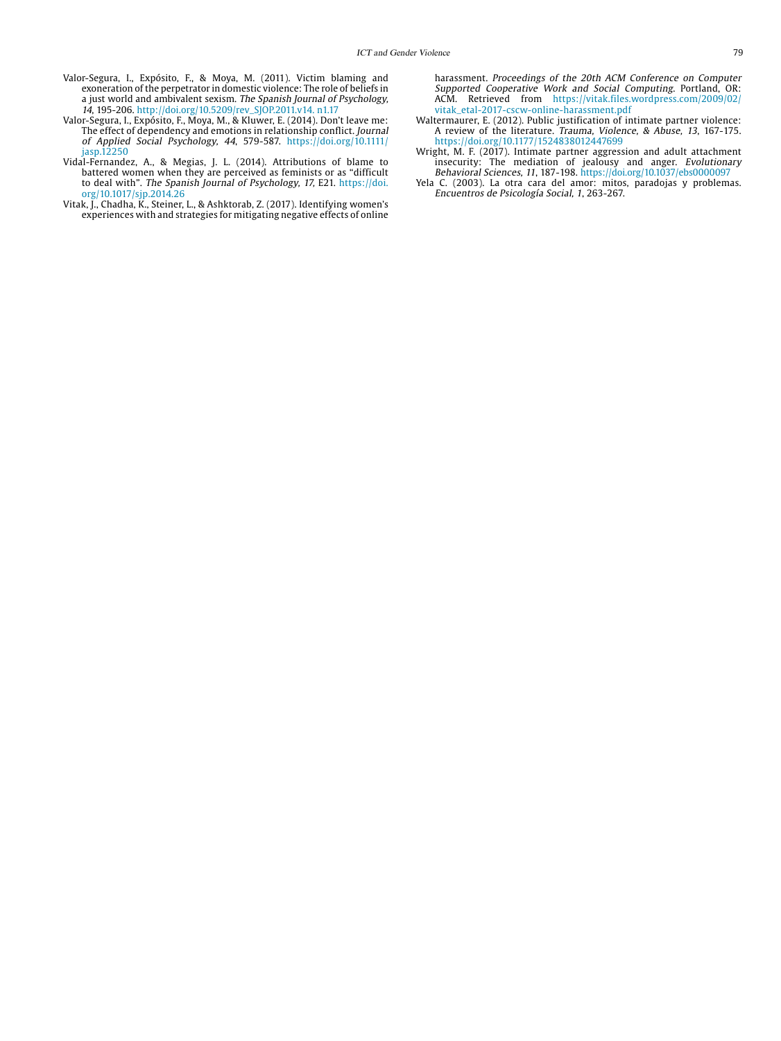Valor-Segura, I., Expósito, F., & Moya, M. (2011). Victim blaming and exoneration of the perpetrator in domestic violence: The role of beliefs in a just world and ambivalent sexism. *The Spanish Journal of Psychology*, *14*, 195-206. http://doi.org/10.5209/rev_SJOP.2011.v14. n1.17

Valor-Segura, I., Expósito, F., Moya, M., & Kluwer, E. (2014). Don't leave me: The effect of dependency and emotions in relationship conflict. *Journal of Applied Social Psychology*, *44*, 579-587. https://doi.org/10.1111/jasp.12250

Vidal-Fernandez, A., & Megias, J. L. (2014). Attributions of blame to battered women when they are perceived as feminists or as "difficult to deal with". *The Spanish Journal of Psychology*, *17*, E21. https://doi.org/10.1017/sjp.2014.26

Vitak, J., Chadha, K., Steiner, L., & Ashktorab, Z. (2017). Identifying women's experiences with and strategies for mitigating negative effects of online harassment. *Proceedings of the 20th ACM Conference on Computer Supported Cooperative Work and Social Computing*. Portland, OR: ACM. Retrieved from https://vitak.files.wordpress.com/2009/02/vitak_etal-2017-cscw-online-harassment.pdf

Waltermaurer, E. (2012). Public justification of intimate partner violence: A review of the literature. *Trauma, Violence, & Abuse*, *13*, 167-175. https://doi.org/10.1177/1524838012447699

Wright, M. F. (2017). Intimate partner aggression and adult attachment insecurity: The mediation of jealousy and anger. *Evolutionary Behavioral Sciences*, *11*, 187-198. https://doi.org/10.1037/ebs0000097

Yela C. (2003). La otra cara del amor: mitos, paradojas y problemas. *Encuentros de Psicología Social*, *1*, 263-267.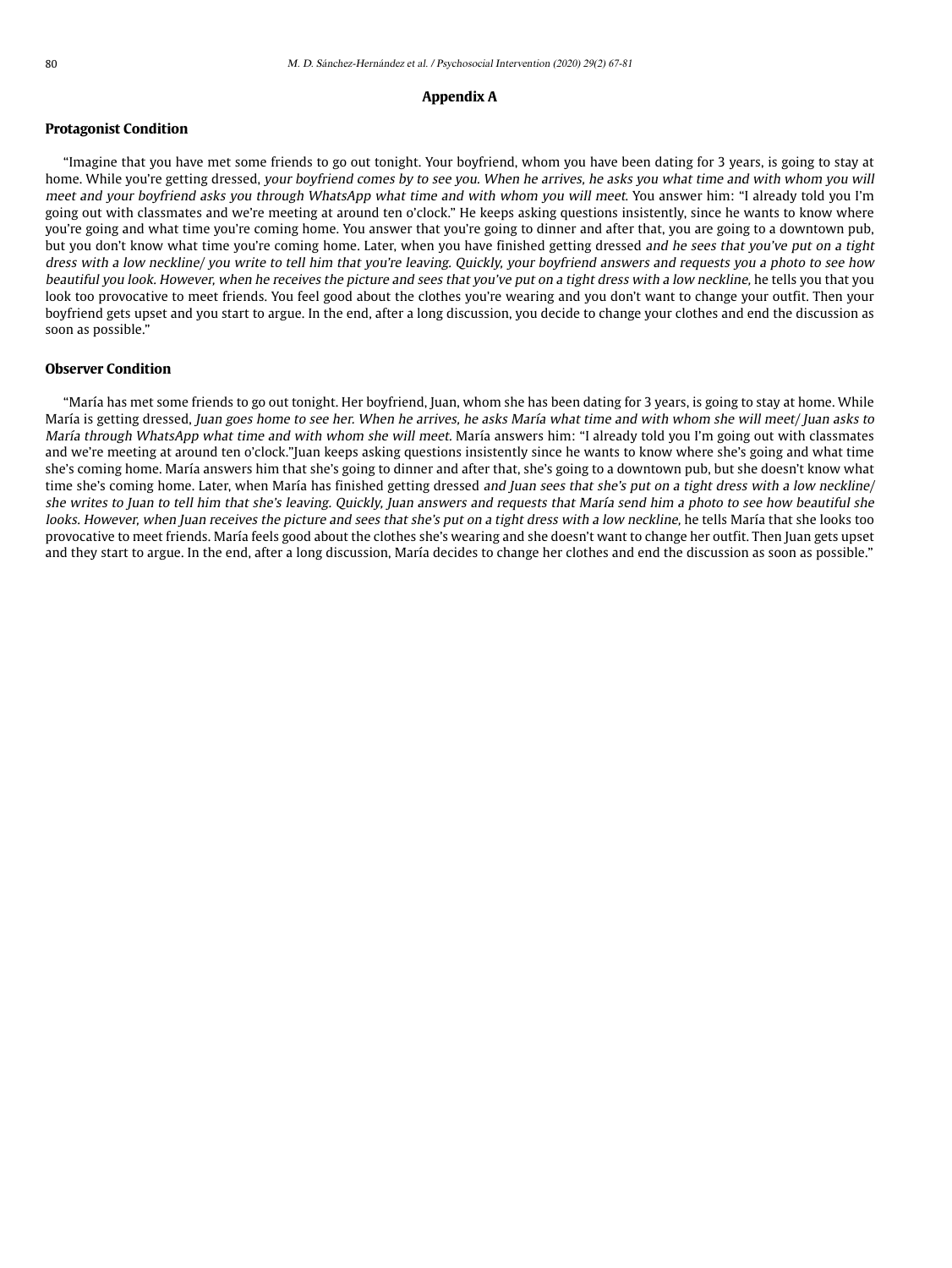## Appendix A

### Protagonist Condition

"Imagine that you have met some friends to go out tonight. Your boyfriend, whom you have been dating for 3 years, is going to stay at home. While you're getting dressed, *your boyfriend comes by to see you. When he arrives, he asks you what time and with whom you will meet and your boyfriend asks you through WhatsApp what time and with whom you will meet.* You answer him: "I already told you I'm going out with classmates and we're meeting at around ten o'clock." He keeps asking questions insistently, since he wants to know where you're going and what time you're coming home. You answer that you're going to dinner and after that, you are going to a downtown pub, but you don't know what time you're coming home. Later, when you have finished getting dressed *and he sees that you've put on a tight dress with a low neckline/ you write to tell him that you're leaving. Quickly, your boyfriend answers and requests you a photo to see how beautiful you look. However, when he receives the picture and sees that you've put on a tight dress with a low neckline,* he tells you that you look too provocative to meet friends. You feel good about the clothes you're wearing and you don't want to change your outfit. Then your boyfriend gets upset and you start to argue. In the end, after a long discussion, you decide to change your clothes and end the discussion as soon as possible."

### Observer Condition

"María has met some friends to go out tonight. Her boyfriend, Juan, whom she has been dating for 3 years, is going to stay at home. While María is getting dressed, *Juan goes home to see her. When he arrives, he asks María what time and with whom she will meet/ Juan asks to María through WhatsApp what time and with whom she will meet.* María answers him: "I already told you I'm going out with classmates and we're meeting at around ten o'clock."Juan keeps asking questions insistently since he wants to know where she's going and what time she's coming home. María answers him that she's going to dinner and after that, she's going to a downtown pub, but she doesn't know what time she's coming home. Later, when María has finished getting dressed *and Juan sees that she's put on a tight dress with a low neckline/ she writes to Juan to tell him that she's leaving. Quickly, Juan answers and requests that María send him a photo to see how beautiful she looks. However, when Juan receives the picture and sees that she's put on a tight dress with a low neckline,* he tells María that she looks too provocative to meet friends. María feels good about the clothes she's wearing and she doesn't want to change her outfit. Then Juan gets upset and they start to argue. In the end, after a long discussion, María decides to change her clothes and end the discussion as soon as possible."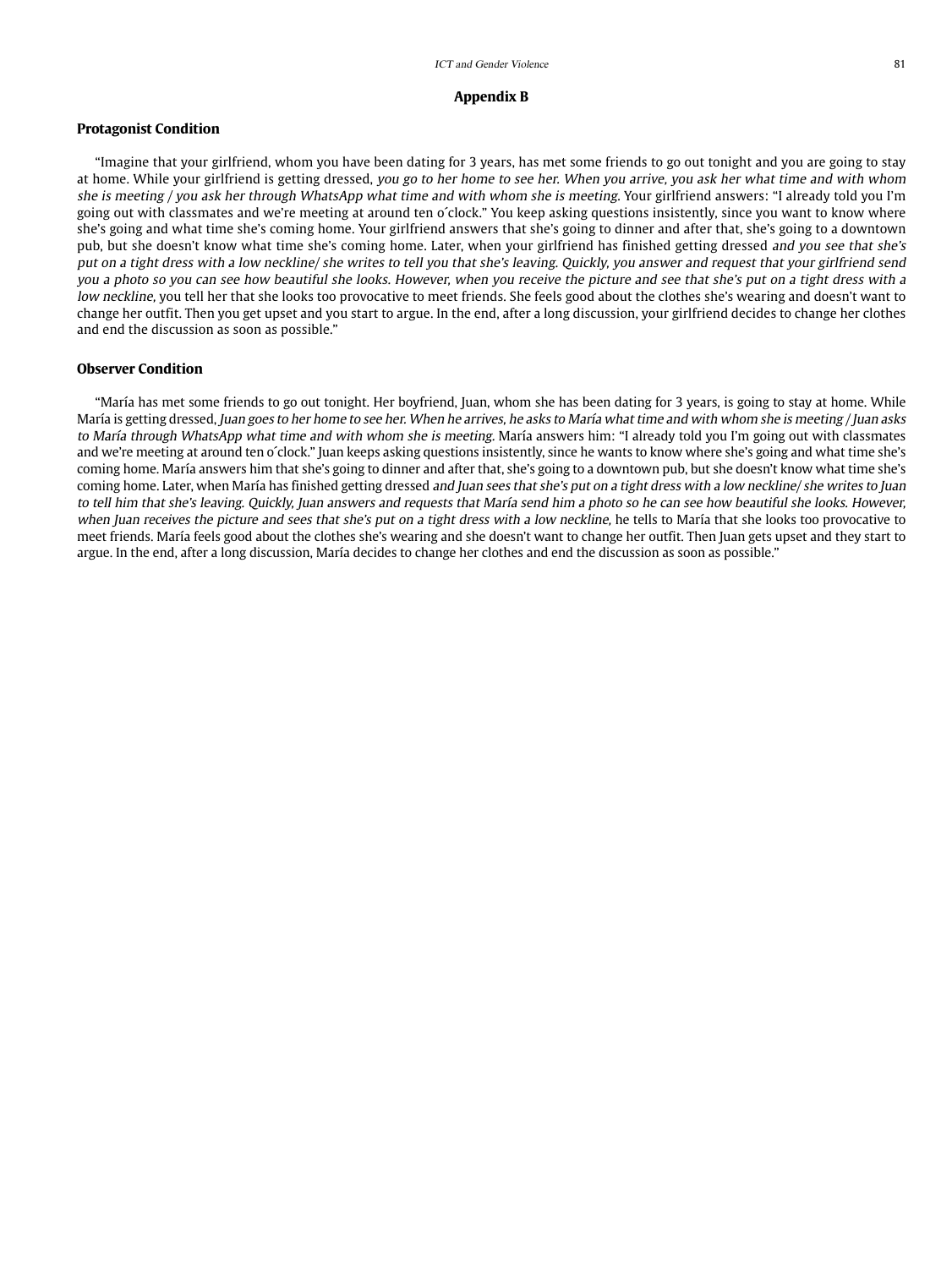## Appendix B

### Protagonist Condition

"Imagine that your girlfriend, whom you have been dating for 3 years, has met some friends to go out tonight and you are going to stay at home. While your girlfriend is getting dressed, *you go to her home to see her. When you arrive, you ask her what time and with whom she is meeting / you ask her through WhatsApp what time and with whom she is meeting.* Your girlfriend answers: "I already told you I'm going out with classmates and we're meeting at around ten o´clock." You keep asking questions insistently, since you want to know where she's going and what time she's coming home. Your girlfriend answers that she's going to dinner and after that, she's going to a downtown pub, but she doesn't know what time she's coming home. Later, when your girlfriend has finished getting dressed *and you see that she's put on a tight dress with a low neckline/ she writes to tell you that she's leaving. Quickly, you answer and request that your girlfriend send you a photo so you can see how beautiful she looks. However, when you receive the picture and see that she's put on a tight dress with a low neckline,* you tell her that she looks too provocative to meet friends. She feels good about the clothes she's wearing and doesn't want to change her outfit. Then you get upset and you start to argue. In the end, after a long discussion, your girlfriend decides to change her clothes and end the discussion as soon as possible."

### Observer Condition

"María has met some friends to go out tonight. Her boyfriend, Juan, whom she has been dating for 3 years, is going to stay at home. While María is getting dressed, *Juan goes to her home to see her. When he arrives, he asks to María what time and with whom she is meeting / Juan asks to María through WhatsApp what time and with whom she is meeting.* María answers him: "I already told you I'm going out with classmates and we're meeting at around ten o´clock." Juan keeps asking questions insistently, since he wants to know where she's going and what time she's coming home. María answers him that she's going to dinner and after that, she's going to a downtown pub, but she doesn't know what time she's coming home. Later, when María has finished getting dressed *and Juan sees that she's put on a tight dress with a low neckline/ she writes to Juan to tell him that she's leaving. Quickly, Juan answers and requests that María send him a photo so he can see how beautiful she looks. However, when Juan receives the picture and sees that she's put on a tight dress with a low neckline,* he tells to María that she looks too provocative to meet friends. María feels good about the clothes she's wearing and she doesn't want to change her outfit. Then Juan gets upset and they start to argue. In the end, after a long discussion, María decides to change her clothes and end the discussion as soon as possible."